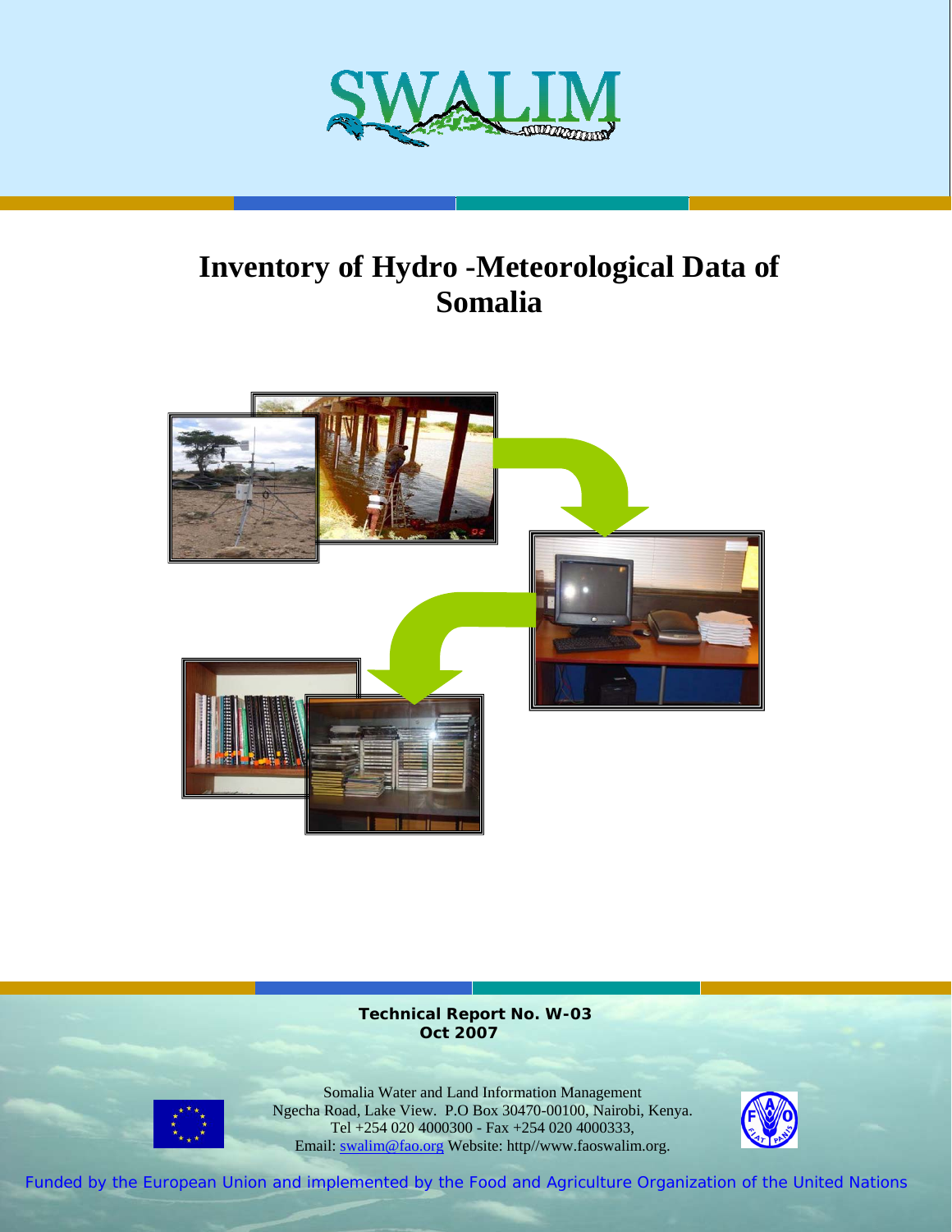SWALIM

# Inventory of Hydro -Meteorological Data of Somalia

**Technical Report No. W-03**
**Oct 2007**

Somalia Water and Land Information Management
Ngecha Road, Lake View. P.O Box 30470-00100, Nairobi, Kenya.
Tel +254 020 4000300 - Fax +254 020 4000333,
Email: swalim@fao.org Website: http//www.faoswalim.org.

Funded by the European Union and implemented by the Food and Agriculture Organization of the United Nations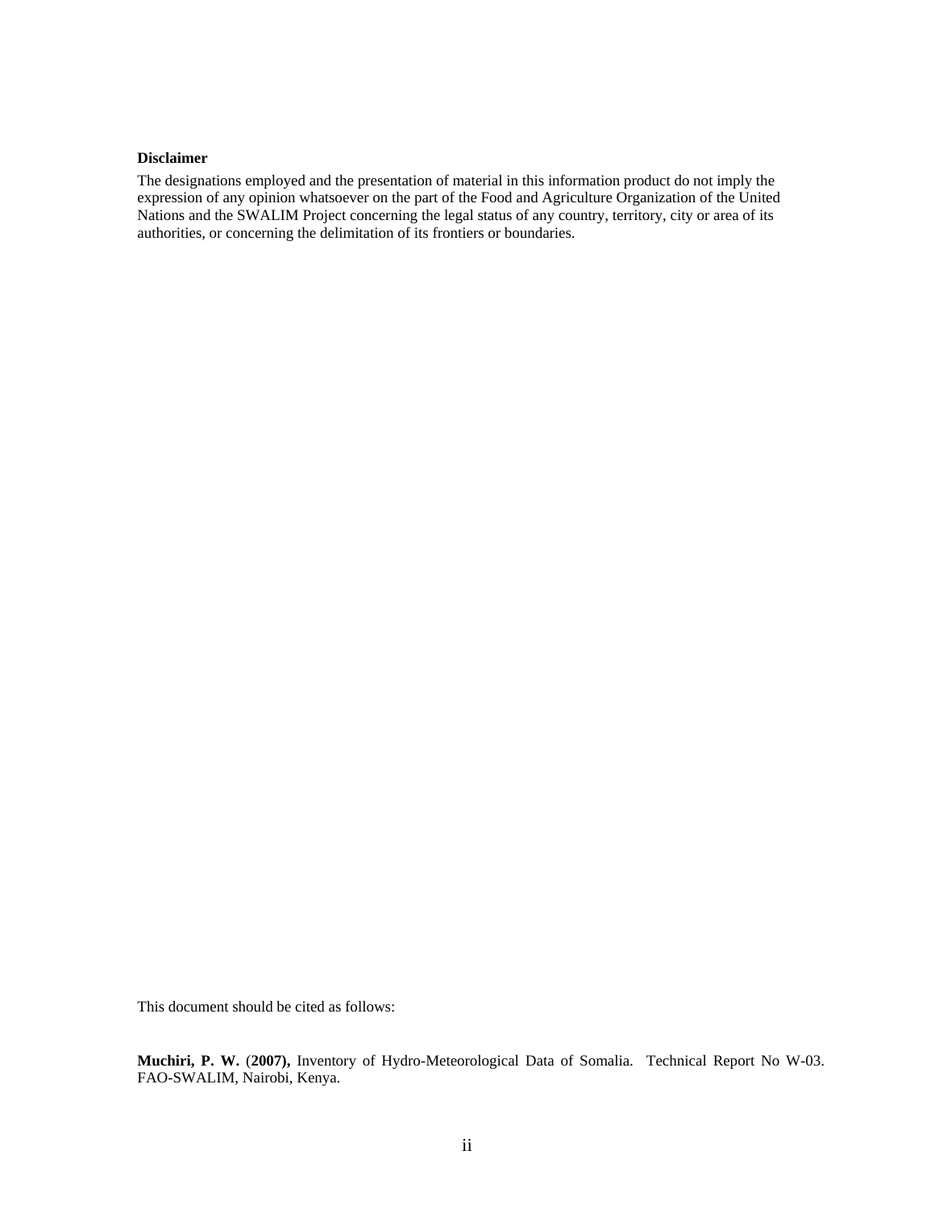**Disclaimer**

The designations employed and the presentation of material in this information product do not imply the expression of any opinion whatsoever on the part of the Food and Agriculture Organization of the United Nations and the SWALIM Project concerning the legal status of any country, territory, city or area of its authorities, or concerning the delimitation of its frontiers or boundaries.

This document should be cited as follows:

**Muchiri, P. W.** (**2007),** Inventory of Hydro-Meteorological Data of Somalia. Technical Report No W-03. FAO-SWALIM, Nairobi, Kenya.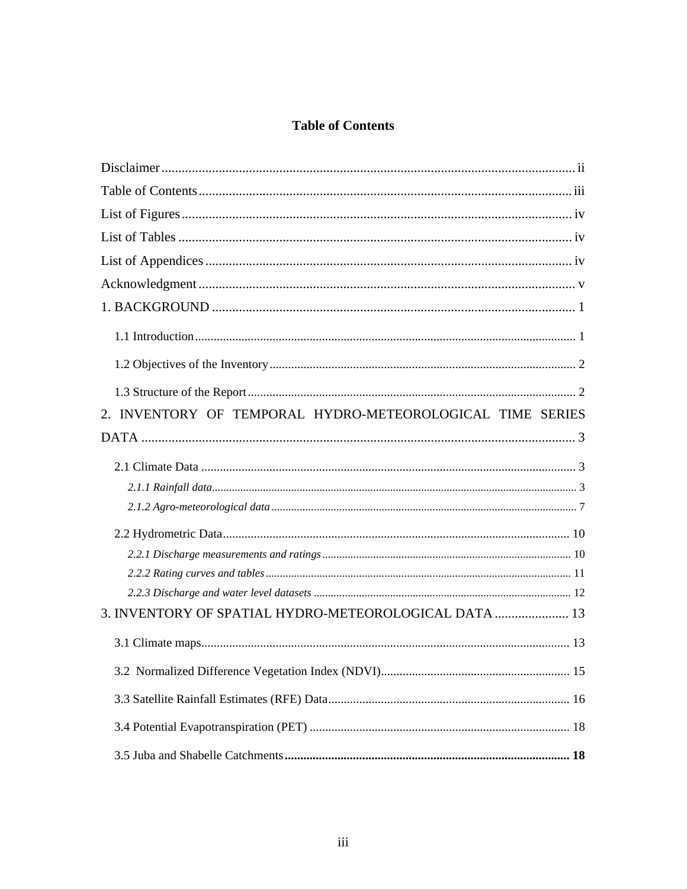# Table of Contents

Disclaimer ........................................................ ii

Table of Contents ........................................................ iii

List of Figures ........................................................ iv

List of Tables ........................................................ iv

List of Appendices ........................................................ iv

Acknowledgment ........................................................ v

1. BACKGROUND ........................................................ 1

- 1.1 Introduction ........................................................ 1
- 1.2 Objectives of the Inventory ........................................................ 2
- 1.3 Structure of the Report ........................................................ 2

2. INVENTORY OF TEMPORAL HYDRO-METEOROLOGICAL TIME SERIES DATA ........................................................ 3

- 2.1 Climate Data ........................................................ 3
  - *2.1.1 Rainfall data* ........................................................ 3
  - *2.1.2 Agro-meteorological data* ........................................................ 7
- 2.2 Hydrometric Data ........................................................ 10
  - *2.2.1 Discharge measurements and ratings* ........................................................ 10
  - *2.2.2 Rating curves and tables* ........................................................ 11
  - *2.2.3 Discharge and water level datasets* ........................................................ 12

3. INVENTORY OF SPATIAL HYDRO-METEOROLOGICAL DATA ........................................................ 13

- 3.1 Climate maps ........................................................ 13
- 3.2 Normalized Difference Vegetation Index (NDVI) ........................................................ 15
- 3.3 Satellite Rainfall Estimates (RFE) Data ........................................................ 16
- 3.4 Potential Evapotranspiration (PET) ........................................................ 18
- 3.5 Juba and Shabelle Catchments ........................................................ **18**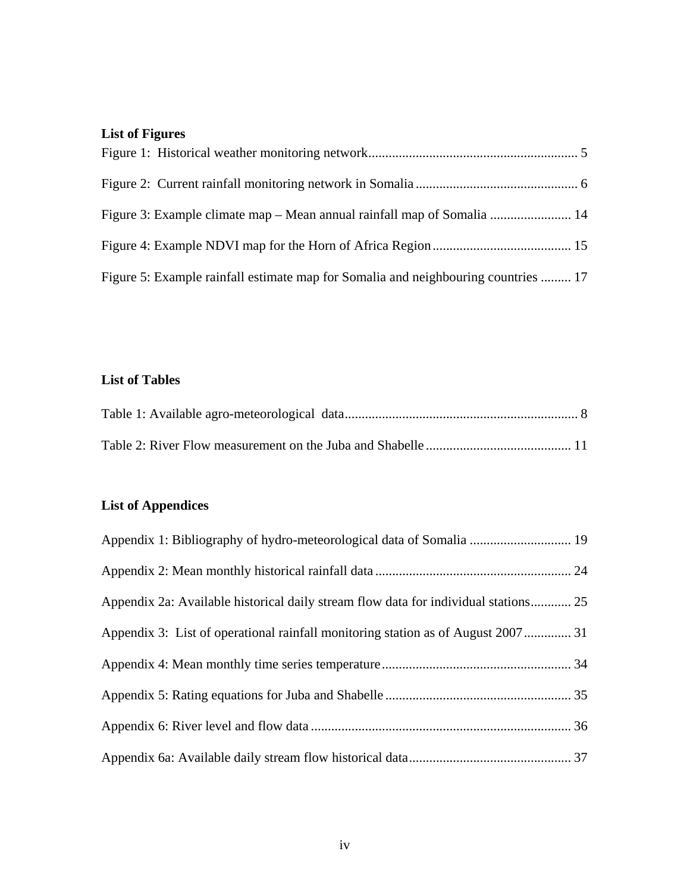## List of Figures

Figure 1: Historical weather monitoring network............................................................. 5

Figure 2: Current rainfall monitoring network in Somalia............................................... 6

Figure 3: Example climate map – Mean annual rainfall map of Somalia ........................ 14

Figure 4: Example NDVI map for the Horn of Africa Region......................................... 15

Figure 5: Example rainfall estimate map for Somalia and neighbouring countries ......... 17

## List of Tables

Table 1: Available agro-meteorological data.................................................................... 8

Table 2: River Flow measurement on the Juba and Shabelle.......................................... 11

## List of Appendices

Appendix 1: Bibliography of hydro-meteorological data of Somalia .............................. 19

Appendix 2: Mean monthly historical rainfall data.......................................................... 24

Appendix 2a: Available historical daily stream flow data for individual stations............ 25

Appendix 3: List of operational rainfall monitoring station as of August 2007.............. 31

Appendix 4: Mean monthly time series temperature....................................................... 34

Appendix 5: Rating equations for Juba and Shabelle...................................................... 35

Appendix 6: River level and flow data............................................................................ 36

Appendix 6a: Available daily stream flow historical data................................................ 37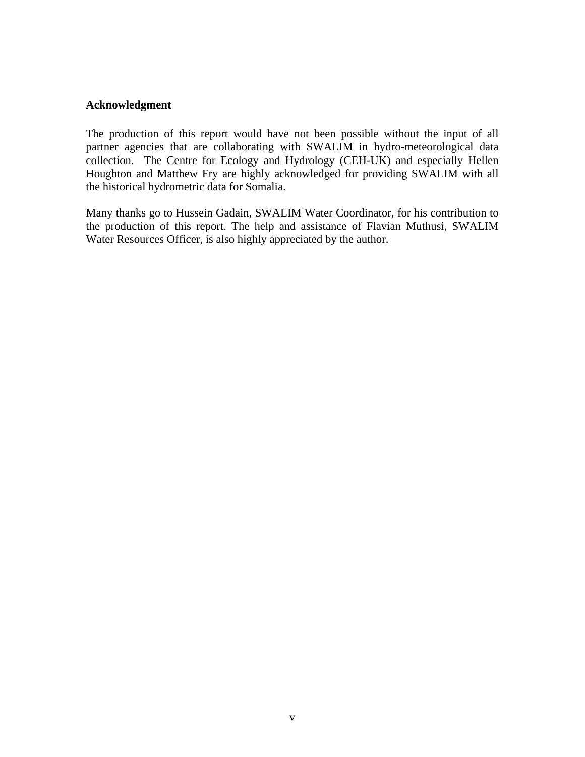## Acknowledgment

The production of this report would have not been possible without the input of all partner agencies that are collaborating with SWALIM in hydro-meteorological data collection. The Centre for Ecology and Hydrology (CEH-UK) and especially Hellen Houghton and Matthew Fry are highly acknowledged for providing SWALIM with all the historical hydrometric data for Somalia.

Many thanks go to Hussein Gadain, SWALIM Water Coordinator, for his contribution to the production of this report. The help and assistance of Flavian Muthusi, SWALIM Water Resources Officer, is also highly appreciated by the author.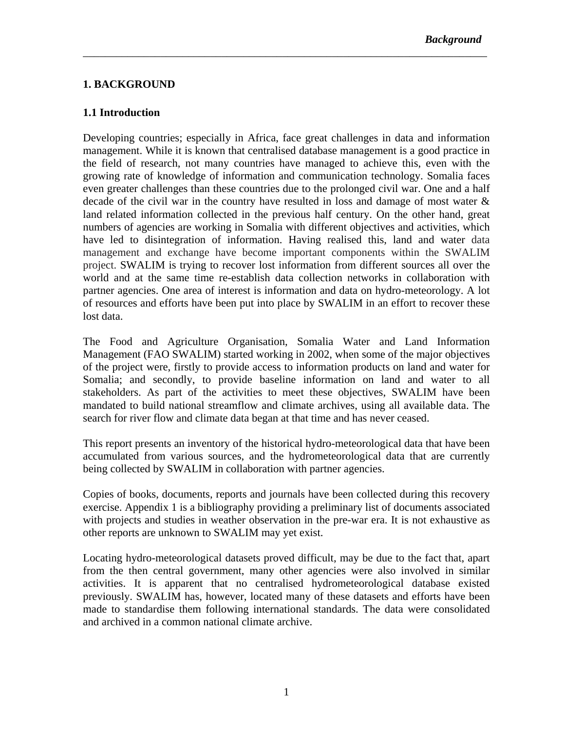# 1. BACKGROUND

## 1.1 Introduction

Developing countries; especially in Africa, face great challenges in data and information management. While it is known that centralised database management is a good practice in the field of research, not many countries have managed to achieve this, even with the growing rate of knowledge of information and communication technology. Somalia faces even greater challenges than these countries due to the prolonged civil war. One and a half decade of the civil war in the country have resulted in loss and damage of most water & land related information collected in the previous half century. On the other hand, great numbers of agencies are working in Somalia with different objectives and activities, which have led to disintegration of information. Having realised this, land and water data management and exchange have become important components within the SWALIM project. SWALIM is trying to recover lost information from different sources all over the world and at the same time re-establish data collection networks in collaboration with partner agencies. One area of interest is information and data on hydro-meteorology. A lot of resources and efforts have been put into place by SWALIM in an effort to recover these lost data.

The Food and Agriculture Organisation, Somalia Water and Land Information Management (FAO SWALIM) started working in 2002, when some of the major objectives of the project were, firstly to provide access to information products on land and water for Somalia; and secondly, to provide baseline information on land and water to all stakeholders. As part of the activities to meet these objectives, SWALIM have been mandated to build national streamflow and climate archives, using all available data. The search for river flow and climate data began at that time and has never ceased.

This report presents an inventory of the historical hydro-meteorological data that have been accumulated from various sources, and the hydrometeorological data that are currently being collected by SWALIM in collaboration with partner agencies.

Copies of books, documents, reports and journals have been collected during this recovery exercise. Appendix 1 is a bibliography providing a preliminary list of documents associated with projects and studies in weather observation in the pre-war era. It is not exhaustive as other reports are unknown to SWALIM may yet exist.

Locating hydro-meteorological datasets proved difficult, may be due to the fact that, apart from the then central government, many other agencies were also involved in similar activities. It is apparent that no centralised hydrometeorological database existed previously. SWALIM has, however, located many of these datasets and efforts have been made to standardise them following international standards. The data were consolidated and archived in a common national climate archive.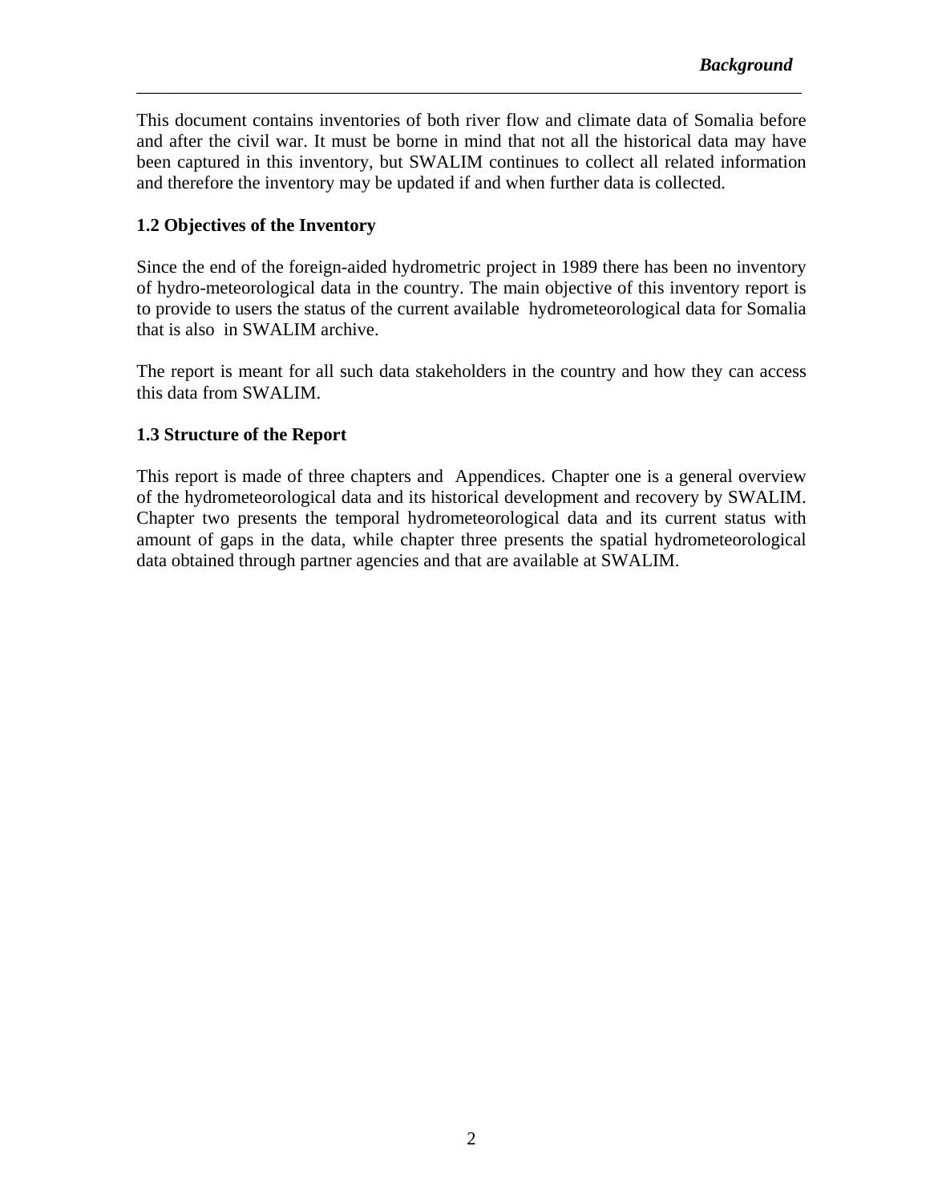This document contains inventories of both river flow and climate data of Somalia before and after the civil war. It must be borne in mind that not all the historical data may have been captured in this inventory, but SWALIM continues to collect all related information and therefore the inventory may be updated if and when further data is collected.

### 1.2 Objectives of the Inventory

Since the end of the foreign-aided hydrometric project in 1989 there has been no inventory of hydro-meteorological data in the country. The main objective of this inventory report is to provide to users the status of the current available hydrometeorological data for Somalia that is also in SWALIM archive.

The report is meant for all such data stakeholders in the country and how they can access this data from SWALIM.

### 1.3 Structure of the Report

This report is made of three chapters and Appendices. Chapter one is a general overview of the hydrometeorological data and its historical development and recovery by SWALIM. Chapter two presents the temporal hydrometeorological data and its current status with amount of gaps in the data, while chapter three presents the spatial hydrometeorological data obtained through partner agencies and that are available at SWALIM.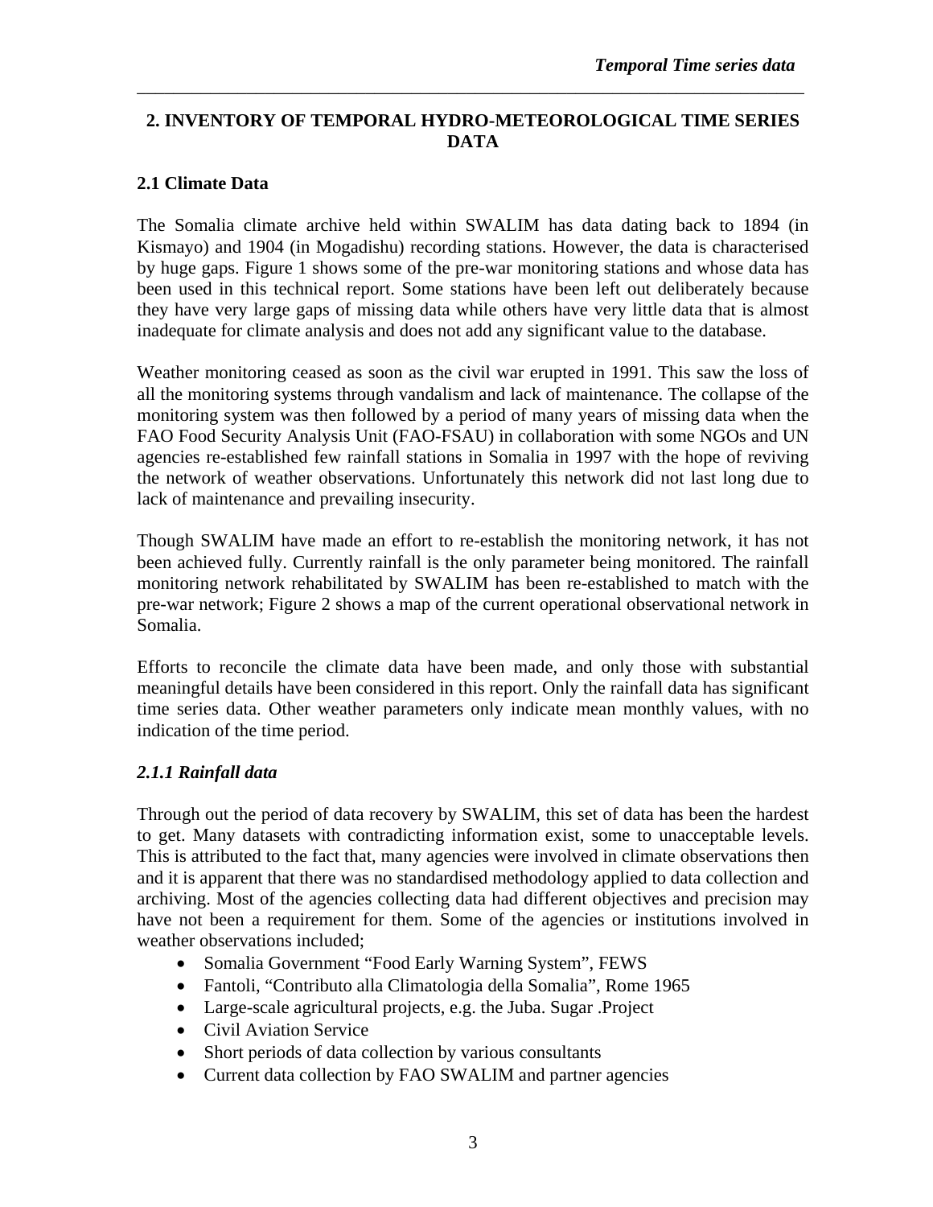## 2. INVENTORY OF TEMPORAL HYDRO-METEOROLOGICAL TIME SERIES DATA

### 2.1 Climate Data

The Somalia climate archive held within SWALIM has data dating back to 1894 (in Kismayo) and 1904 (in Mogadishu) recording stations. However, the data is characterised by huge gaps. Figure 1 shows some of the pre-war monitoring stations and whose data has been used in this technical report. Some stations have been left out deliberately because they have very large gaps of missing data while others have very little data that is almost inadequate for climate analysis and does not add any significant value to the database.

Weather monitoring ceased as soon as the civil war erupted in 1991. This saw the loss of all the monitoring systems through vandalism and lack of maintenance. The collapse of the monitoring system was then followed by a period of many years of missing data when the FAO Food Security Analysis Unit (FAO-FSAU) in collaboration with some NGOs and UN agencies re-established few rainfall stations in Somalia in 1997 with the hope of reviving the network of weather observations. Unfortunately this network did not last long due to lack of maintenance and prevailing insecurity.

Though SWALIM have made an effort to re-establish the monitoring network, it has not been achieved fully. Currently rainfall is the only parameter being monitored. The rainfall monitoring network rehabilitated by SWALIM has been re-established to match with the pre-war network; Figure 2 shows a map of the current operational observational network in Somalia.

Efforts to reconcile the climate data have been made, and only those with substantial meaningful details have been considered in this report. Only the rainfall data has significant time series data. Other weather parameters only indicate mean monthly values, with no indication of the time period.

#### *2.1.1 Rainfall data*

Through out the period of data recovery by SWALIM, this set of data has been the hardest to get. Many datasets with contradicting information exist, some to unacceptable levels. This is attributed to the fact that, many agencies were involved in climate observations then and it is apparent that there was no standardised methodology applied to data collection and archiving. Most of the agencies collecting data had different objectives and precision may have not been a requirement for them. Some of the agencies or institutions involved in weather observations included;

- Somalia Government "Food Early Warning System", FEWS
- Fantoli, "Contributo alla Climatologia della Somalia", Rome 1965
- Large-scale agricultural projects, e.g. the Juba. Sugar .Project
- Civil Aviation Service
- Short periods of data collection by various consultants
- Current data collection by FAO SWALIM and partner agencies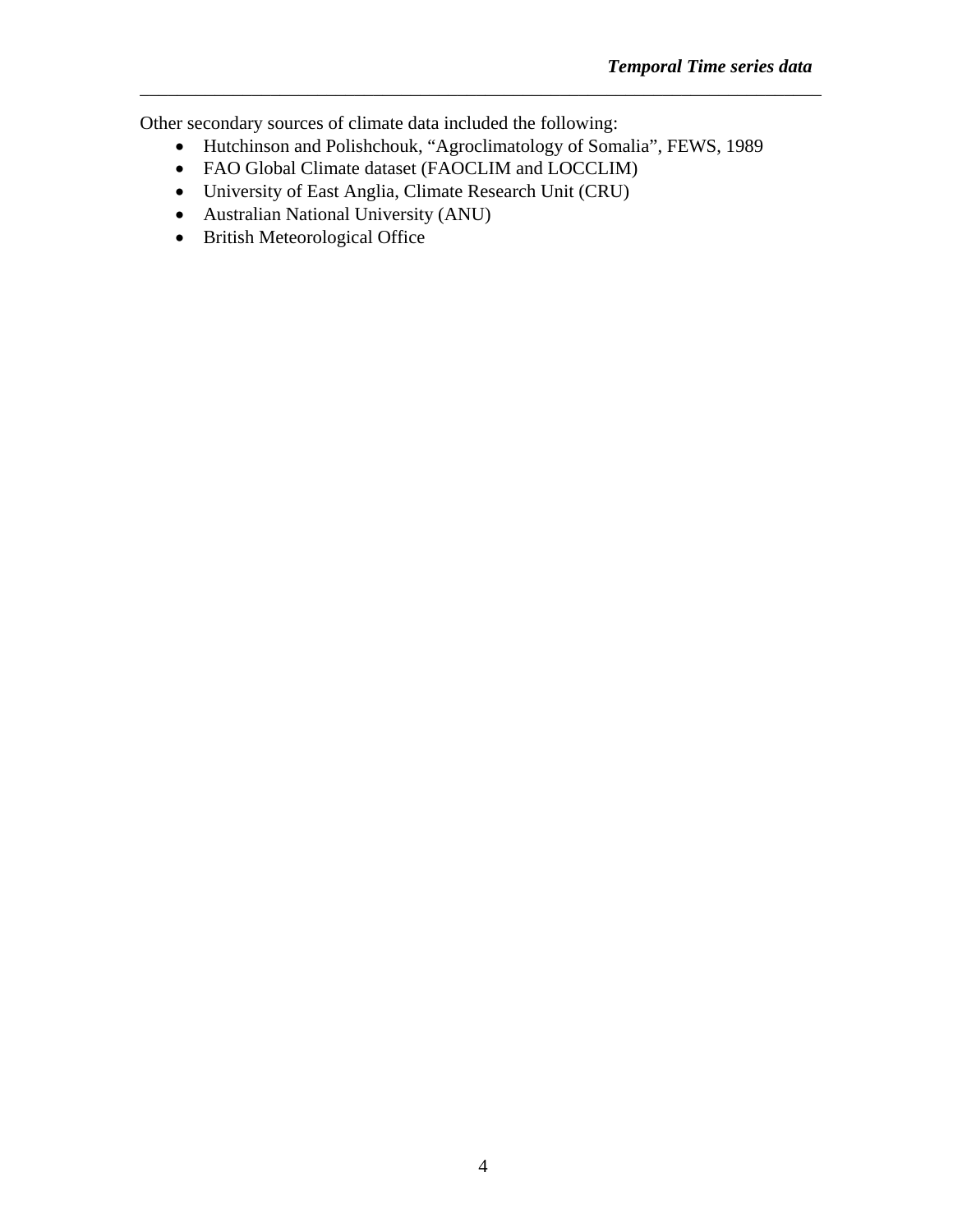Other secondary sources of climate data included the following:

- Hutchinson and Polishchouk, "Agroclimatology of Somalia", FEWS, 1989
- FAO Global Climate dataset (FAOCLIM and LOCCLIM)
- University of East Anglia, Climate Research Unit (CRU)
- Australian National University (ANU)
- British Meteorological Office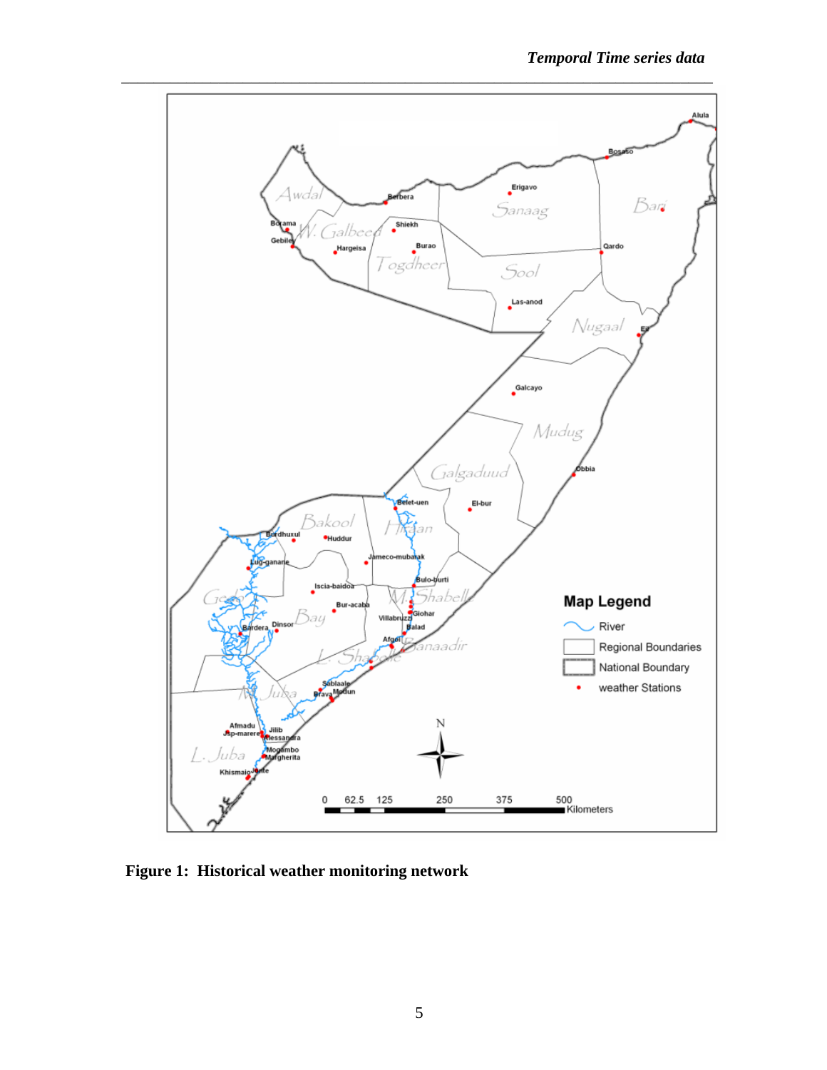**Figure 1: Historical weather monitoring network**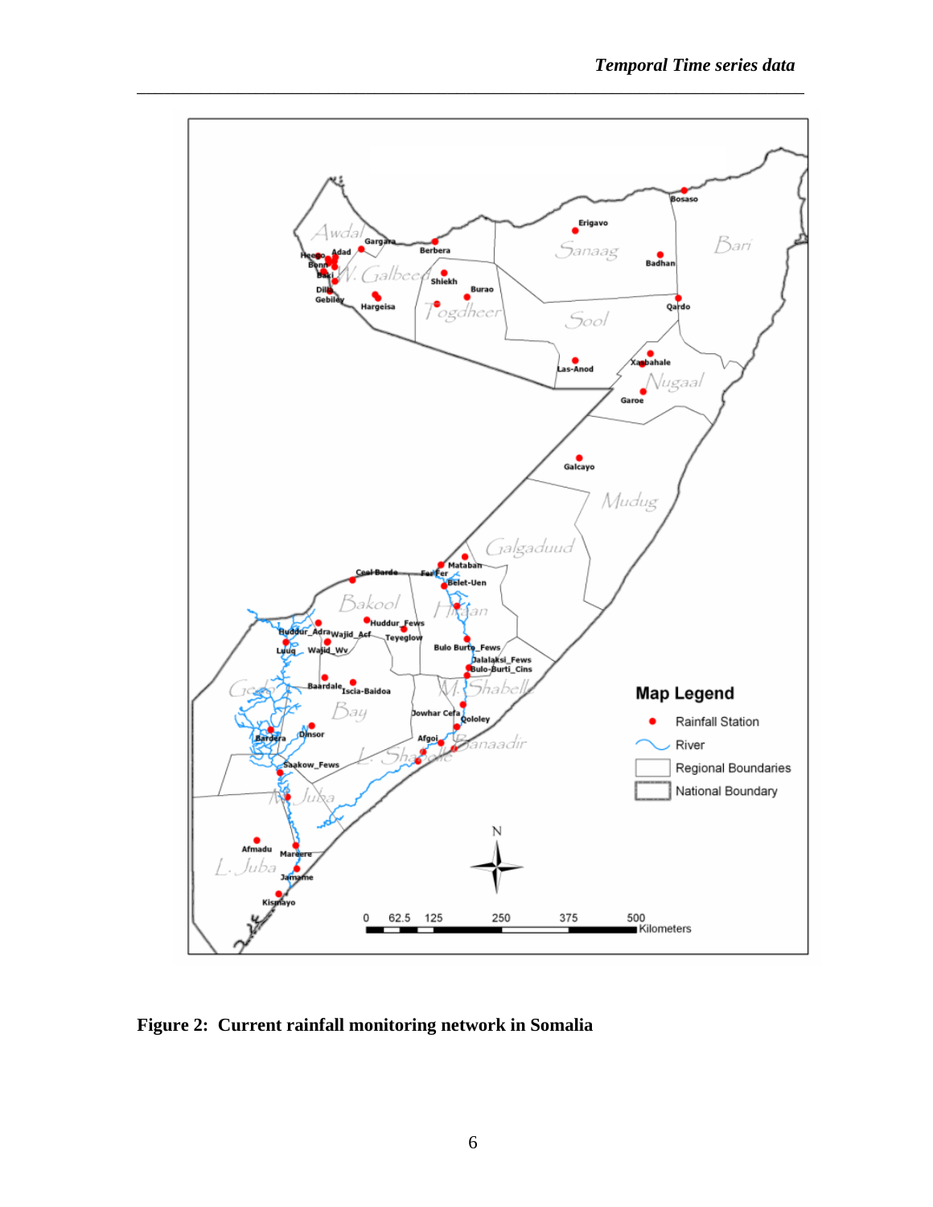Figure 2: Current rainfall monitoring network in Somalia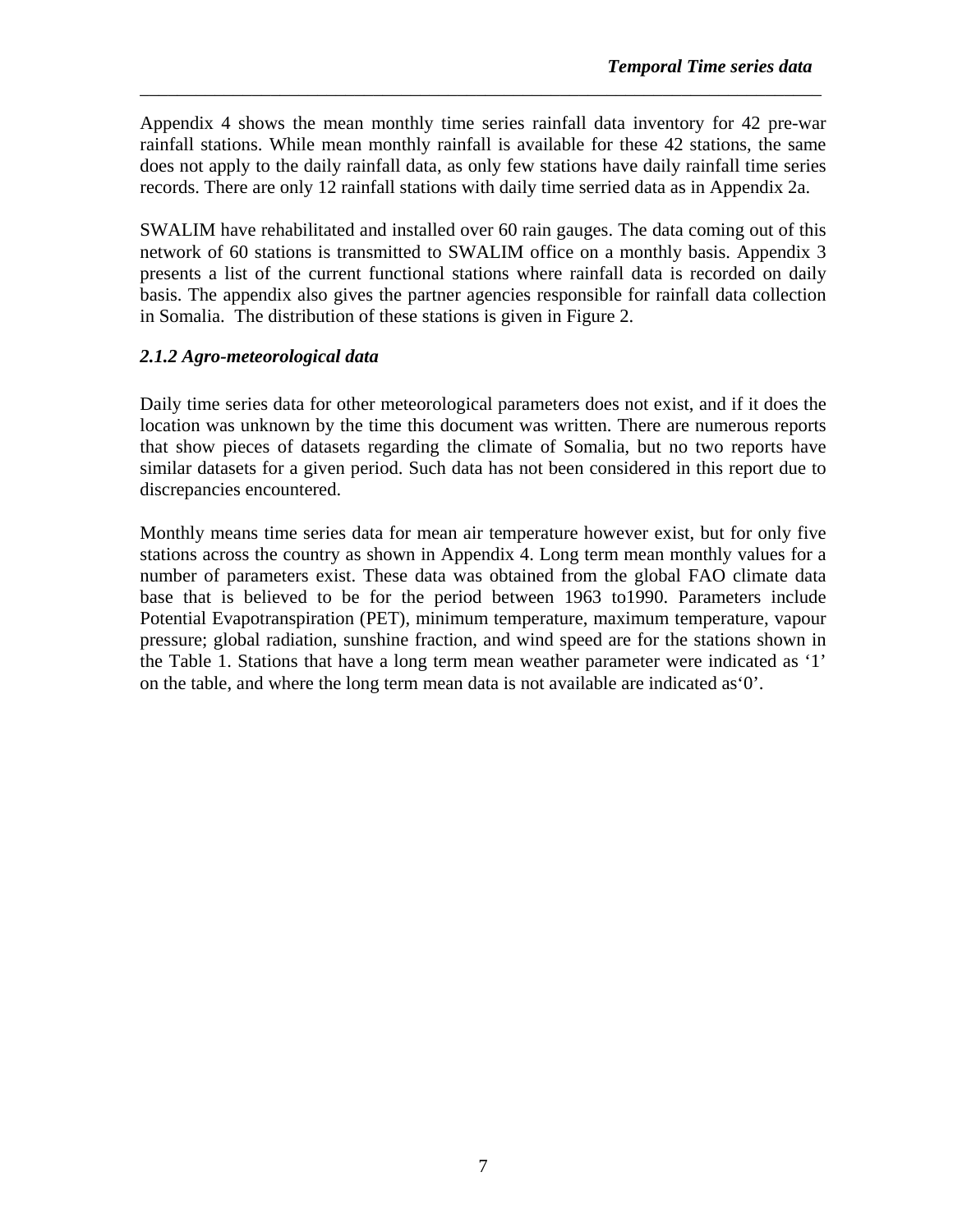Appendix 4 shows the mean monthly time series rainfall data inventory for 42 pre-war rainfall stations. While mean monthly rainfall is available for these 42 stations, the same does not apply to the daily rainfall data, as only few stations have daily rainfall time series records. There are only 12 rainfall stations with daily time serried data as in Appendix 2a.

SWALIM have rehabilitated and installed over 60 rain gauges. The data coming out of this network of 60 stations is transmitted to SWALIM office on a monthly basis. Appendix 3 presents a list of the current functional stations where rainfall data is recorded on daily basis. The appendix also gives the partner agencies responsible for rainfall data collection in Somalia. The distribution of these stations is given in Figure 2.

### *2.1.2 Agro-meteorological data*

Daily time series data for other meteorological parameters does not exist, and if it does the location was unknown by the time this document was written. There are numerous reports that show pieces of datasets regarding the climate of Somalia, but no two reports have similar datasets for a given period. Such data has not been considered in this report due to discrepancies encountered.

Monthly means time series data for mean air temperature however exist, but for only five stations across the country as shown in Appendix 4. Long term mean monthly values for a number of parameters exist. These data was obtained from the global FAO climate data base that is believed to be for the period between 1963 to1990. Parameters include Potential Evapotranspiration (PET), minimum temperature, maximum temperature, vapour pressure; global radiation, sunshine fraction, and wind speed are for the stations shown in the Table 1. Stations that have a long term mean weather parameter were indicated as '1' on the table, and where the long term mean data is not available are indicated as'0'.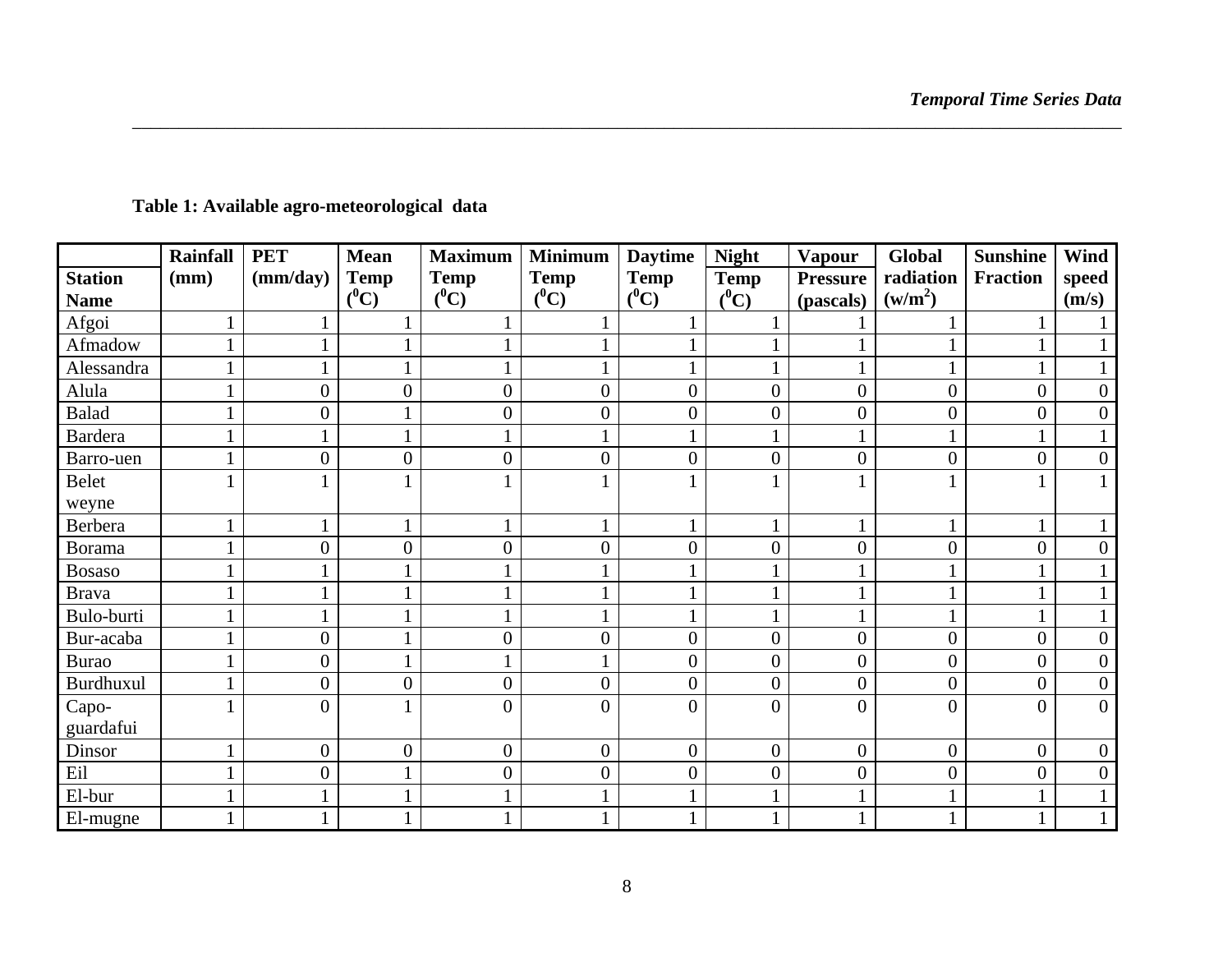**Table 1: Available agro-meteorological data**

| Station Name | Rainfall (mm) | PET (mm/day) | Mean Temp ($^0$C) | Maximum Temp ($^0$C) | Minimum Temp ($^0$C) | Daytime Temp ($^0$C) | Night Temp ($^0$C) | Vapour Pressure (pascals) | Global radiation (w/m$^2$) | Sunshine Fraction | Wind speed (m/s) |
|---|---|---|---|---|---|---|---|---|---|---|---|
| Afgoi | 1 | 1 | 1 | 1 | 1 | 1 | 1 | 1 | 1 | 1 | 1 |
| Afmadow | 1 | 1 | 1 | 1 | 1 | 1 | 1 | 1 | 1 | 1 | 1 |
| Alessandra | 1 | 1 | 1 | 1 | 1 | 1 | 1 | 1 | 1 | 1 | 1 |
| Alula | 1 | 0 | 0 | 0 | 0 | 0 | 0 | 0 | 0 | 0 | 0 |
| Balad | 1 | 0 | 1 | 0 | 0 | 0 | 0 | 0 | 0 | 0 | 0 |
| Bardera | 1 | 1 | 1 | 1 | 1 | 1 | 1 | 1 | 1 | 1 | 1 |
| Barro-uen | 1 | 0 | 0 | 0 | 0 | 0 | 0 | 0 | 0 | 0 | 0 |
| Belet weyne | 1 | 1 | 1 | 1 | 1 | 1 | 1 | 1 | 1 | 1 | 1 |
| Berbera | 1 | 1 | 1 | 1 | 1 | 1 | 1 | 1 | 1 | 1 | 1 |
| Borama | 1 | 0 | 0 | 0 | 0 | 0 | 0 | 0 | 0 | 0 | 0 |
| Bosaso | 1 | 1 | 1 | 1 | 1 | 1 | 1 | 1 | 1 | 1 | 1 |
| Brava | 1 | 1 | 1 | 1 | 1 | 1 | 1 | 1 | 1 | 1 | 1 |
| Bulo-burti | 1 | 1 | 1 | 1 | 1 | 1 | 1 | 1 | 1 | 1 | 1 |
| Bur-acaba | 1 | 0 | 1 | 0 | 0 | 0 | 0 | 0 | 0 | 0 | 0 |
| Burao | 1 | 0 | 1 | 1 | 1 | 0 | 0 | 0 | 0 | 0 | 0 |
| Burdhuxul | 1 | 0 | 0 | 0 | 0 | 0 | 0 | 0 | 0 | 0 | 0 |
| Capo-guardafui | 1 | 0 | 1 | 0 | 0 | 0 | 0 | 0 | 0 | 0 | 0 |
| Dinsor | 1 | 0 | 0 | 0 | 0 | 0 | 0 | 0 | 0 | 0 | 0 |
| Eil | 1 | 0 | 1 | 0 | 0 | 0 | 0 | 0 | 0 | 0 | 0 |
| El-bur | 1 | 1 | 1 | 1 | 1 | 1 | 1 | 1 | 1 | 1 | 1 |
| El-mugne | 1 | 1 | 1 | 1 | 1 | 1 | 1 | 1 | 1 | 1 | 1 |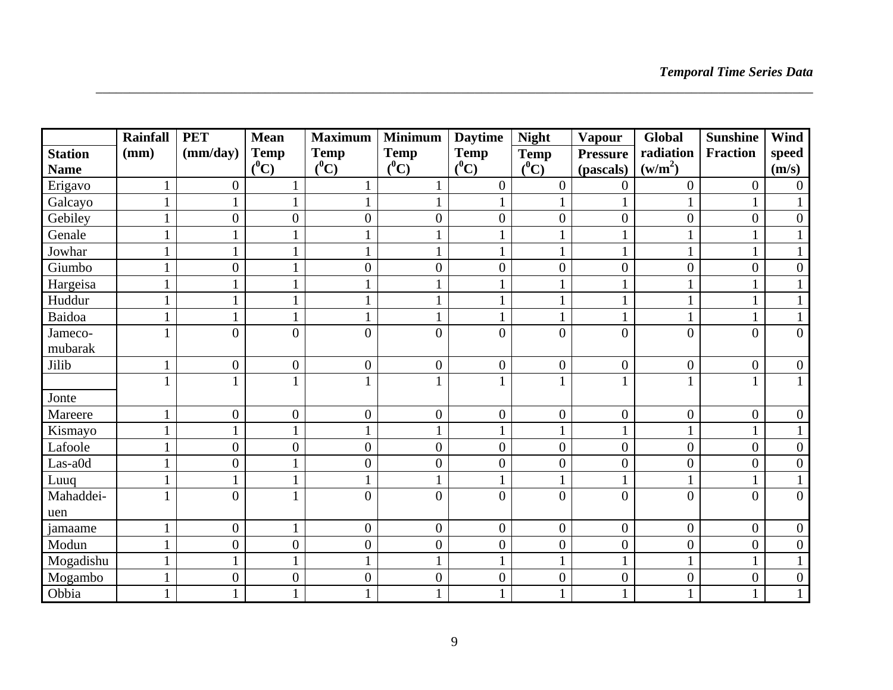| Station Name | Rainfall (mm) | PET (mm/day) | Mean Temp ($^0$C) | Maximum Temp ($^0$C) | Minimum Temp ($^0$C) | Daytime Temp ($^0$C) | Night Temp ($^0$C) | Vapour Pressure (pascals) | Global radiation (w/m$^2$) | Sunshine Fraction | Wind speed (m/s) |
|---|---|---|---|---|---|---|---|---|---|---|---|
| Erigavo | 1 | 0 | 1 | 1 | 1 | 0 | 0 | 0 | 0 | 0 | 0 |
| Galcayo | 1 | 1 | 1 | 1 | 1 | 1 | 1 | 1 | 1 | 1 | 1 |
| Gebiley | 1 | 0 | 0 | 0 | 0 | 0 | 0 | 0 | 0 | 0 | 0 |
| Genale | 1 | 1 | 1 | 1 | 1 | 1 | 1 | 1 | 1 | 1 | 1 |
| Jowhar | 1 | 1 | 1 | 1 | 1 | 1 | 1 | 1 | 1 | 1 | 1 |
| Giumbo | 1 | 0 | 1 | 0 | 0 | 0 | 0 | 0 | 0 | 0 | 0 |
| Hargeisa | 1 | 1 | 1 | 1 | 1 | 1 | 1 | 1 | 1 | 1 | 1 |
| Huddur | 1 | 1 | 1 | 1 | 1 | 1 | 1 | 1 | 1 | 1 | 1 |
| Baidoa | 1 | 1 | 1 | 1 | 1 | 1 | 1 | 1 | 1 | 1 | 1 |
| Jameco-mubarak | 1 | 0 | 0 | 0 | 0 | 0 | 0 | 0 | 0 | 0 | 0 |
| Jilib | 1 | 0 | 0 | 0 | 0 | 0 | 0 | 0 | 0 | 0 | 0 |
| Jonte | 1 | 1 | 1 | 1 | 1 | 1 | 1 | 1 | 1 | 1 | 1 |
| Mareere | 1 | 0 | 0 | 0 | 0 | 0 | 0 | 0 | 0 | 0 | 0 |
| Kismayo | 1 | 1 | 1 | 1 | 1 | 1 | 1 | 1 | 1 | 1 | 1 |
| Lafoole | 1 | 0 | 0 | 0 | 0 | 0 | 0 | 0 | 0 | 0 | 0 |
| Las-a0d | 1 | 0 | 1 | 0 | 0 | 0 | 0 | 0 | 0 | 0 | 0 |
| Luuq | 1 | 1 | 1 | 1 | 1 | 1 | 1 | 1 | 1 | 1 | 1 |
| Mahaddei-uen | 1 | 0 | 1 | 0 | 0 | 0 | 0 | 0 | 0 | 0 | 0 |
| jamaame | 1 | 0 | 1 | 0 | 0 | 0 | 0 | 0 | 0 | 0 | 0 |
| Modun | 1 | 0 | 0 | 0 | 0 | 0 | 0 | 0 | 0 | 0 | 0 |
| Mogadishu | 1 | 1 | 1 | 1 | 1 | 1 | 1 | 1 | 1 | 1 | 1 |
| Mogambo | 1 | 0 | 0 | 0 | 0 | 0 | 0 | 0 | 0 | 0 | 0 |
| Obbia | 1 | 1 | 1 | 1 | 1 | 1 | 1 | 1 | 1 | 1 | 1 |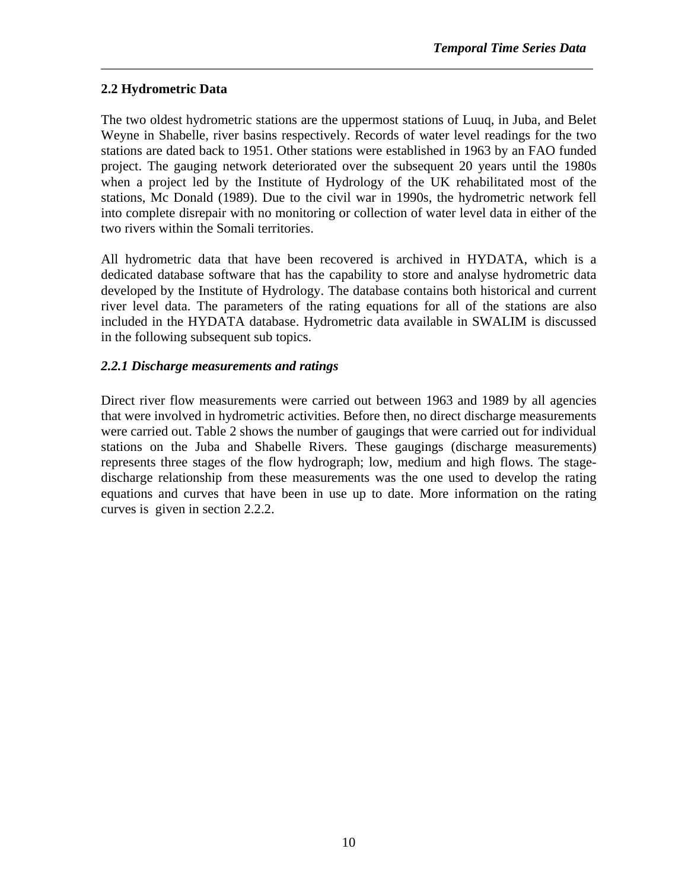## 2.2 Hydrometric Data

The two oldest hydrometric stations are the uppermost stations of Luuq, in Juba, and Belet Weyne in Shabelle, river basins respectively. Records of water level readings for the two stations are dated back to 1951. Other stations were established in 1963 by an FAO funded project. The gauging network deteriorated over the subsequent 20 years until the 1980s when a project led by the Institute of Hydrology of the UK rehabilitated most of the stations, Mc Donald (1989). Due to the civil war in 1990s, the hydrometric network fell into complete disrepair with no monitoring or collection of water level data in either of the two rivers within the Somali territories.

All hydrometric data that have been recovered is archived in HYDATA, which is a dedicated database software that has the capability to store and analyse hydrometric data developed by the Institute of Hydrology. The database contains both historical and current river level data. The parameters of the rating equations for all of the stations are also included in the HYDATA database. Hydrometric data available in SWALIM is discussed in the following subsequent sub topics.

### *2.2.1 Discharge measurements and ratings*

Direct river flow measurements were carried out between 1963 and 1989 by all agencies that were involved in hydrometric activities. Before then, no direct discharge measurements were carried out. Table 2 shows the number of gaugings that were carried out for individual stations on the Juba and Shabelle Rivers. These gaugings (discharge measurements) represents three stages of the flow hydrograph; low, medium and high flows. The stage-discharge relationship from these measurements was the one used to develop the rating equations and curves that have been in use up to date. More information on the rating curves is given in section 2.2.2.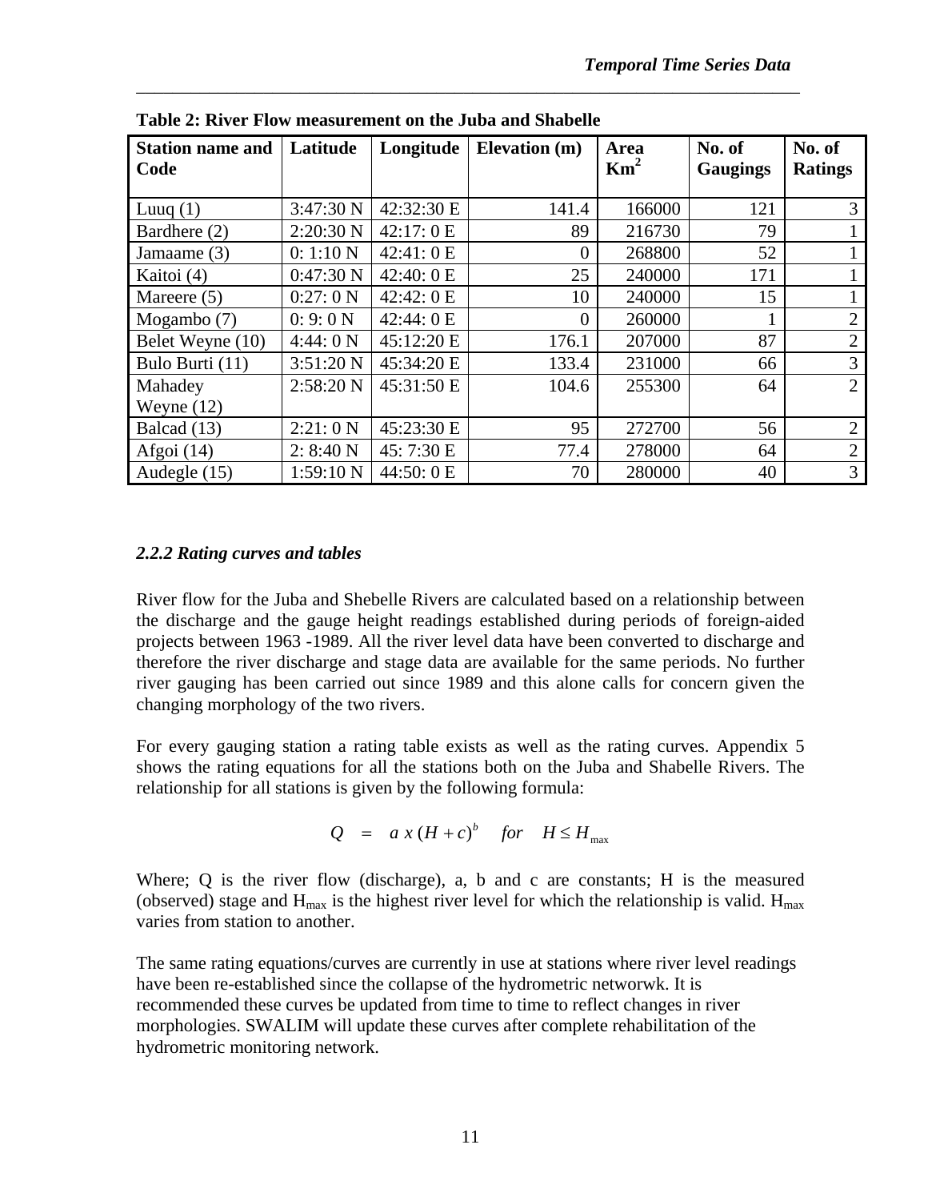**Table 2: River Flow measurement on the Juba and Shabelle**

| Station name and Code | Latitude | Longitude | Elevation (m) | Area $Km^2$ | No. of Gaugings | No. of Ratings |
|---|---|---|---|---|---|---|
| Luuq (1) | 3:47:30 N | 42:32:30 E | 141.4 | 166000 | 121 | 3 |
| Bardhere (2) | 2:20:30 N | 42:17: 0 E | 89 | 216730 | 79 | 1 |
| Jamaame (3) | 0: 1:10 N | 42:41: 0 E | 0 | 268800 | 52 | 1 |
| Kaitoi (4) | 0:47:30 N | 42:40: 0 E | 25 | 240000 | 171 | 1 |
| Mareere (5) | 0:27: 0 N | 42:42: 0 E | 10 | 240000 | 15 | 1 |
| Mogambo (7) | 0: 9: 0 N | 42:44: 0 E | 0 | 260000 | 1 | 2 |
| Belet Weyne (10) | 4:44: 0 N | 45:12:20 E | 176.1 | 207000 | 87 | 2 |
| Bulo Burti (11) | 3:51:20 N | 45:34:20 E | 133.4 | 231000 | 66 | 3 |
| Mahadey Weyne (12) | 2:58:20 N | 45:31:50 E | 104.6 | 255300 | 64 | 2 |
| Balcad (13) | 2:21: 0 N | 45:23:30 E | 95 | 272700 | 56 | 2 |
| Afgoi (14) | 2: 8:40 N | 45: 7:30 E | 77.4 | 278000 | 64 | 2 |
| Audegle (15) | 1:59:10 N | 44:50: 0 E | 70 | 280000 | 40 | 3 |

### *2.2.2 Rating curves and tables*

River flow for the Juba and Shebelle Rivers are calculated based on a relationship between the discharge and the gauge height readings established during periods of foreign-aided projects between 1963 -1989. All the river level data have been converted to discharge and therefore the river discharge and stage data are available for the same periods. No further river gauging has been carried out since 1989 and this alone calls for concern given the changing morphology of the two rivers.

For every gauging station a rating table exists as well as the rating curves. Appendix 5 shows the rating equations for all the stations both on the Juba and Shabelle Rivers. The relationship for all stations is given by the following formula:

$$Q = a \, x \, (H + c)^b \quad for \quad H \leq H_{max}$$

Where; Q is the river flow (discharge), a, b and c are constants; H is the measured (observed) stage and $H_{max}$ is the highest river level for which the relationship is valid. $H_{max}$ varies from station to another.

The same rating equations/curves are currently in use at stations where river level readings have been re-established since the collapse of the hydrometric networwk. It is recommended these curves be updated from time to time to reflect changes in river morphologies. SWALIM will update these curves after complete rehabilitation of the hydrometric monitoring network.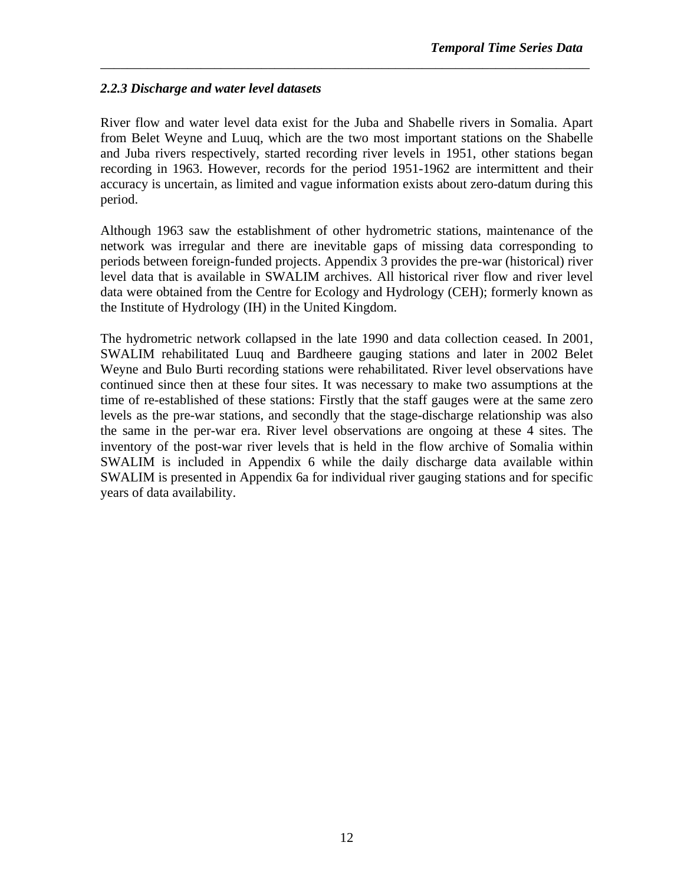### *2.2.3 Discharge and water level datasets*

River flow and water level data exist for the Juba and Shabelle rivers in Somalia. Apart from Belet Weyne and Luuq, which are the two most important stations on the Shabelle and Juba rivers respectively, started recording river levels in 1951, other stations began recording in 1963. However, records for the period 1951-1962 are intermittent and their accuracy is uncertain, as limited and vague information exists about zero-datum during this period.

Although 1963 saw the establishment of other hydrometric stations, maintenance of the network was irregular and there are inevitable gaps of missing data corresponding to periods between foreign-funded projects. Appendix 3 provides the pre-war (historical) river level data that is available in SWALIM archives. All historical river flow and river level data were obtained from the Centre for Ecology and Hydrology (CEH); formerly known as the Institute of Hydrology (IH) in the United Kingdom.

The hydrometric network collapsed in the late 1990 and data collection ceased. In 2001, SWALIM rehabilitated Luuq and Bardheere gauging stations and later in 2002 Belet Weyne and Bulo Burti recording stations were rehabilitated. River level observations have continued since then at these four sites. It was necessary to make two assumptions at the time of re-established of these stations: Firstly that the staff gauges were at the same zero levels as the pre-war stations, and secondly that the stage-discharge relationship was also the same in the per-war era. River level observations are ongoing at these 4 sites. The inventory of the post-war river levels that is held in the flow archive of Somalia within SWALIM is included in Appendix 6 while the daily discharge data available within SWALIM is presented in Appendix 6a for individual river gauging stations and for specific years of data availability.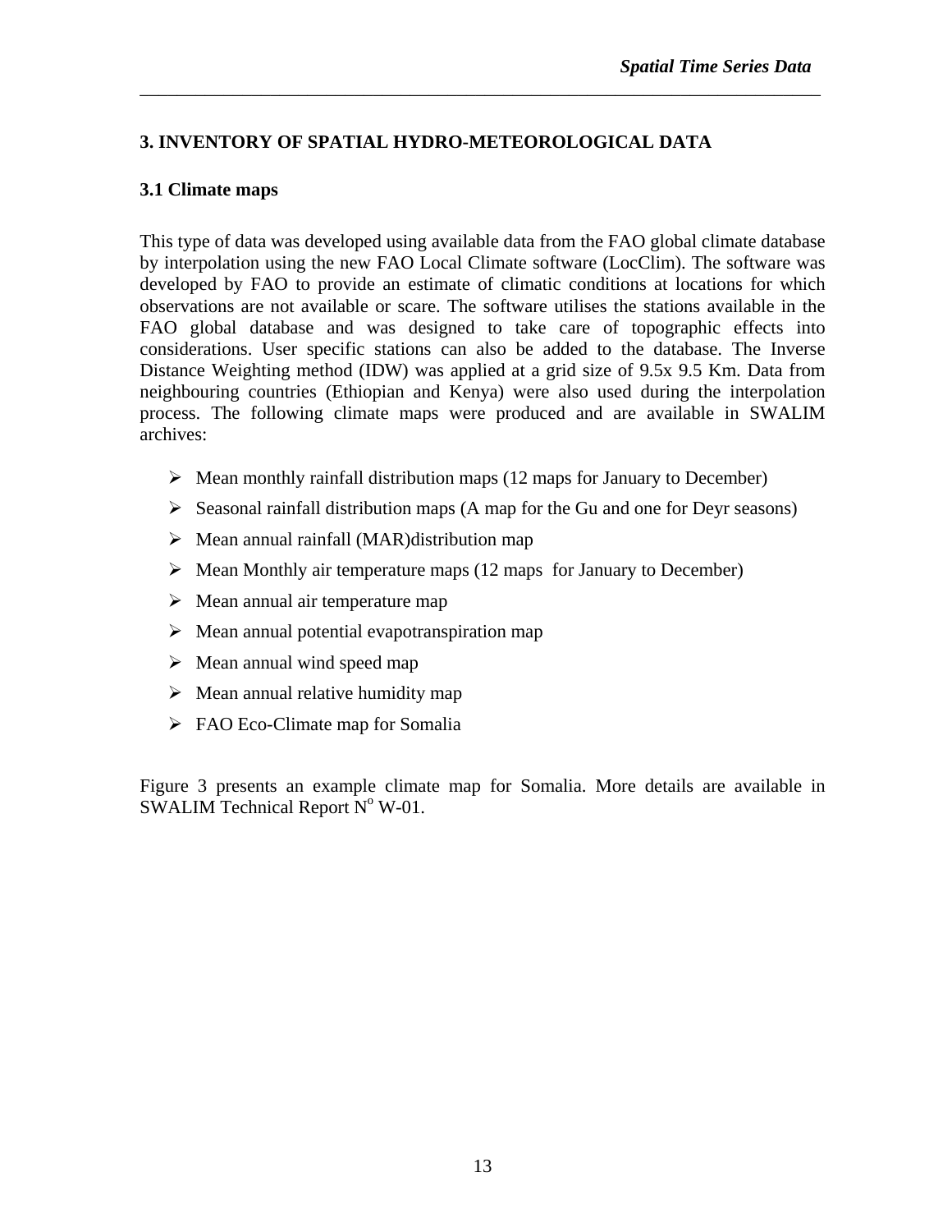# 3. INVENTORY OF SPATIAL HYDRO-METEOROLOGICAL DATA

## 3.1 Climate maps

This type of data was developed using available data from the FAO global climate database by interpolation using the new FAO Local Climate software (LocClim). The software was developed by FAO to provide an estimate of climatic conditions at locations for which observations are not available or scare. The software utilises the stations available in the FAO global database and was designed to take care of topographic effects into considerations. User specific stations can also be added to the database. The Inverse Distance Weighting method (IDW) was applied at a grid size of 9.5x 9.5 Km. Data from neighbouring countries (Ethiopian and Kenya) were also used during the interpolation process. The following climate maps were produced and are available in SWALIM archives:

- Mean monthly rainfall distribution maps (12 maps for January to December)
- Seasonal rainfall distribution maps (A map for the Gu and one for Deyr seasons)
- Mean annual rainfall (MAR)distribution map
- Mean Monthly air temperature maps (12 maps for January to December)
- Mean annual air temperature map
- Mean annual potential evapotranspiration map
- Mean annual wind speed map
- Mean annual relative humidity map
- FAO Eco-Climate map for Somalia

Figure 3 presents an example climate map for Somalia. More details are available in SWALIM Technical Report N° W-01.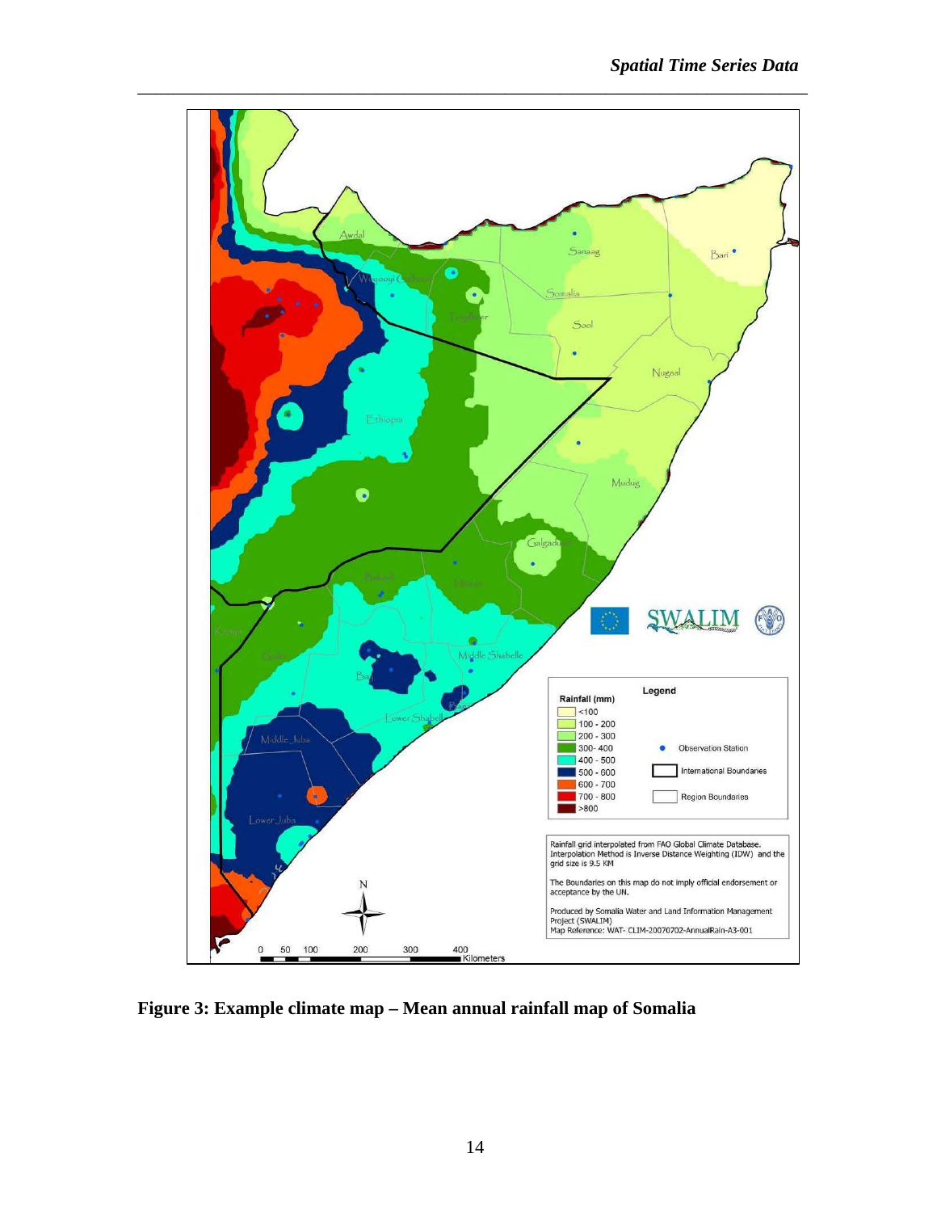**Figure 3: Example climate map – Mean annual rainfall map of Somalia**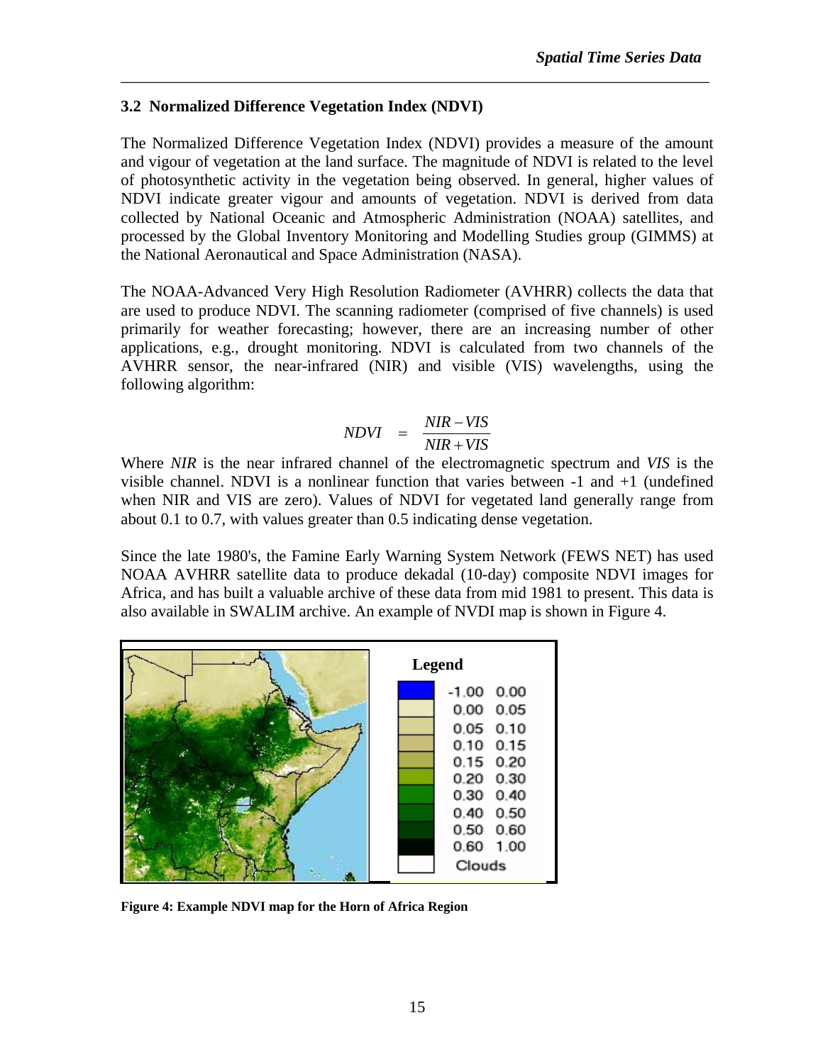### 3.2 Normalized Difference Vegetation Index (NDVI)

The Normalized Difference Vegetation Index (NDVI) provides a measure of the amount and vigour of vegetation at the land surface. The magnitude of NDVI is related to the level of photosynthetic activity in the vegetation being observed. In general, higher values of NDVI indicate greater vigour and amounts of vegetation. NDVI is derived from data collected by National Oceanic and Atmospheric Administration (NOAA) satellites, and processed by the Global Inventory Monitoring and Modelling Studies group (GIMMS) at the National Aeronautical and Space Administration (NASA).

The NOAA-Advanced Very High Resolution Radiometer (AVHRR) collects the data that are used to produce NDVI. The scanning radiometer (comprised of five channels) is used primarily for weather forecasting; however, there are an increasing number of other applications, e.g., drought monitoring. NDVI is calculated from two channels of the AVHRR sensor, the near-infrared (NIR) and visible (VIS) wavelengths, using the following algorithm:

$$NDVI = \frac{NIR - VIS}{NIR + VIS}$$

Where *NIR* is the near infrared channel of the electromagnetic spectrum and *VIS* is the visible channel. NDVI is a nonlinear function that varies between -1 and +1 (undefined when NIR and VIS are zero). Values of NDVI for vegetated land generally range from about 0.1 to 0.7, with values greater than 0.5 indicating dense vegetation.

Since the late 1980's, the Famine Early Warning System Network (FEWS NET) has used NOAA AVHRR satellite data to produce dekadal (10-day) composite NDVI images for Africa, and has built a valuable archive of these data from mid 1981 to present. This data is also available in SWALIM archive. An example of NVDI map is shown in Figure 4.

**Figure 4: Example NDVI map for the Horn of Africa Region**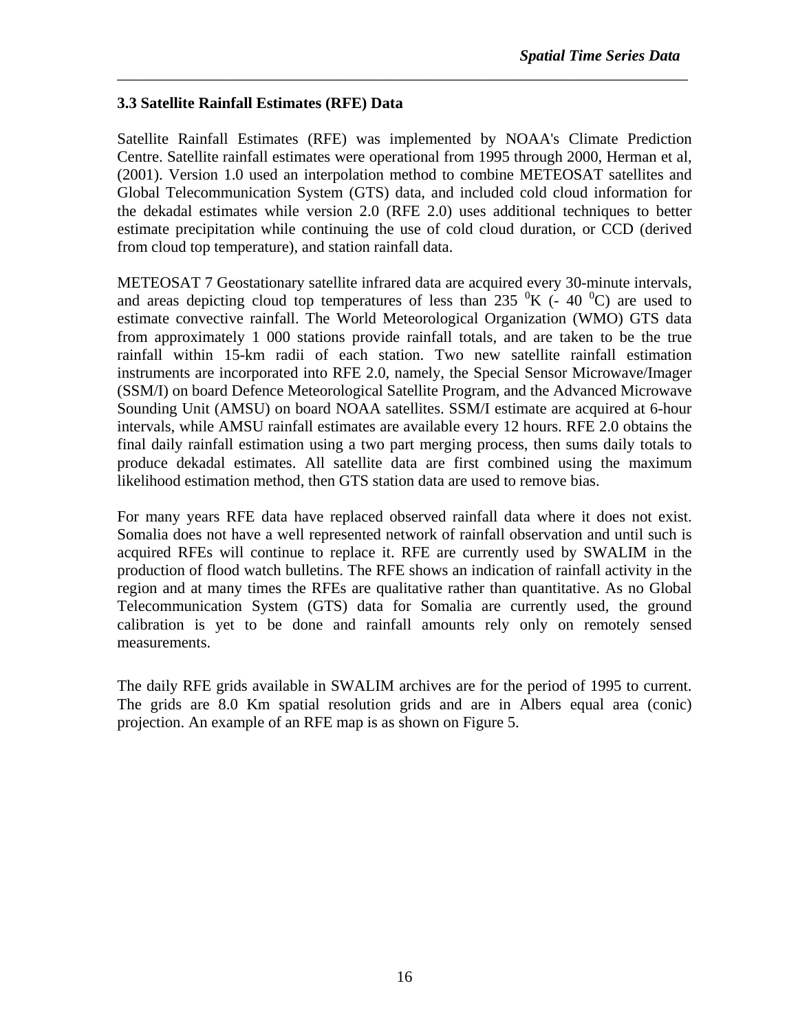### 3.3 Satellite Rainfall Estimates (RFE) Data

Satellite Rainfall Estimates (RFE) was implemented by NOAA's Climate Prediction Centre. Satellite rainfall estimates were operational from 1995 through 2000, Herman et al, (2001). Version 1.0 used an interpolation method to combine METEOSAT satellites and Global Telecommunication System (GTS) data, and included cold cloud information for the dekadal estimates while version 2.0 (RFE 2.0) uses additional techniques to better estimate precipitation while continuing the use of cold cloud duration, or CCD (derived from cloud top temperature), and station rainfall data.

METEOSAT 7 Geostationary satellite infrared data are acquired every 30-minute intervals, and areas depicting cloud top temperatures of less than 235 $^0$K (- 40 $^0$C) are used to estimate convective rainfall. The World Meteorological Organization (WMO) GTS data from approximately 1 000 stations provide rainfall totals, and are taken to be the true rainfall within 15-km radii of each station. Two new satellite rainfall estimation instruments are incorporated into RFE 2.0, namely, the Special Sensor Microwave/Imager (SSM/I) on board Defence Meteorological Satellite Program, and the Advanced Microwave Sounding Unit (AMSU) on board NOAA satellites. SSM/I estimate are acquired at 6-hour intervals, while AMSU rainfall estimates are available every 12 hours. RFE 2.0 obtains the final daily rainfall estimation using a two part merging process, then sums daily totals to produce dekadal estimates. All satellite data are first combined using the maximum likelihood estimation method, then GTS station data are used to remove bias.

For many years RFE data have replaced observed rainfall data where it does not exist. Somalia does not have a well represented network of rainfall observation and until such is acquired RFEs will continue to replace it. RFE are currently used by SWALIM in the production of flood watch bulletins. The RFE shows an indication of rainfall activity in the region and at many times the RFEs are qualitative rather than quantitative. As no Global Telecommunication System (GTS) data for Somalia are currently used, the ground calibration is yet to be done and rainfall amounts rely only on remotely sensed measurements.

The daily RFE grids available in SWALIM archives are for the period of 1995 to current. The grids are 8.0 Km spatial resolution grids and are in Albers equal area (conic) projection. An example of an RFE map is as shown on Figure 5.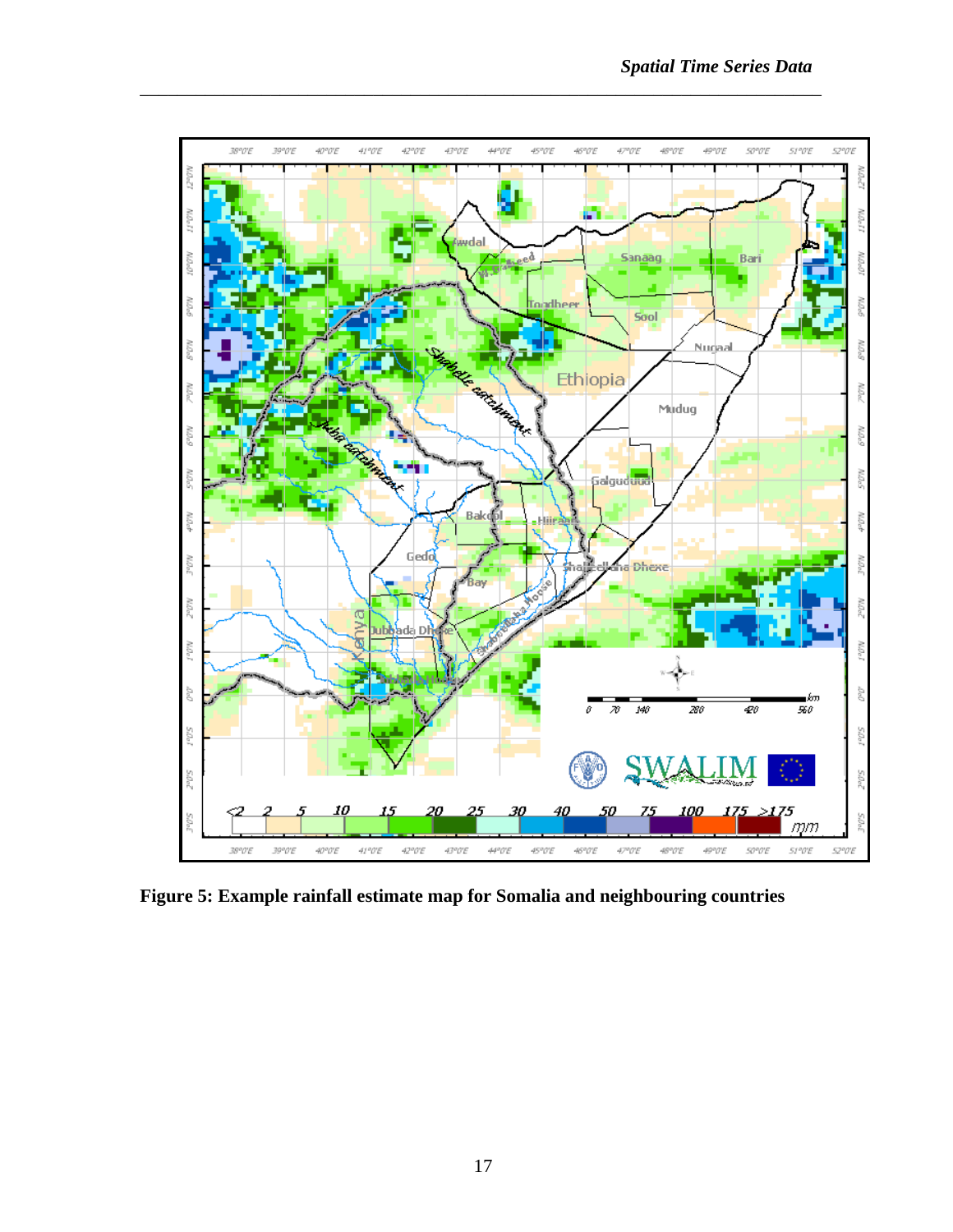**Figure 5: Example rainfall estimate map for Somalia and neighbouring countries**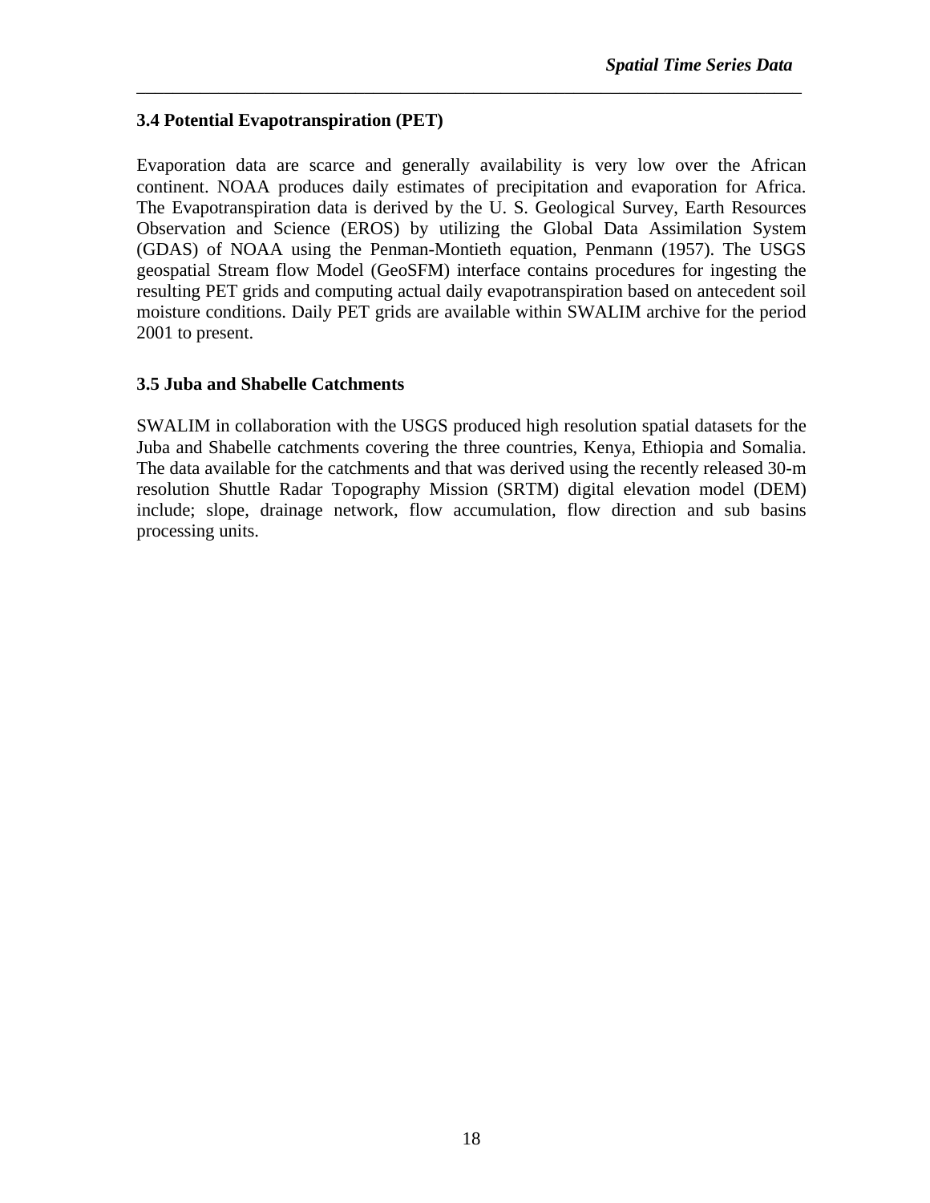## 3.4 Potential Evapotranspiration (PET)

Evaporation data are scarce and generally availability is very low over the African continent. NOAA produces daily estimates of precipitation and evaporation for Africa. The Evapotranspiration data is derived by the U. S. Geological Survey, Earth Resources Observation and Science (EROS) by utilizing the Global Data Assimilation System (GDAS) of NOAA using the Penman-Montieth equation, Penmann (1957). The USGS geospatial Stream flow Model (GeoSFM) interface contains procedures for ingesting the resulting PET grids and computing actual daily evapotranspiration based on antecedent soil moisture conditions. Daily PET grids are available within SWALIM archive for the period 2001 to present.

## 3.5 Juba and Shabelle Catchments

SWALIM in collaboration with the USGS produced high resolution spatial datasets for the Juba and Shabelle catchments covering the three countries, Kenya, Ethiopia and Somalia. The data available for the catchments and that was derived using the recently released 30-m resolution Shuttle Radar Topography Mission (SRTM) digital elevation model (DEM) include; slope, drainage network, flow accumulation, flow direction and sub basins processing units.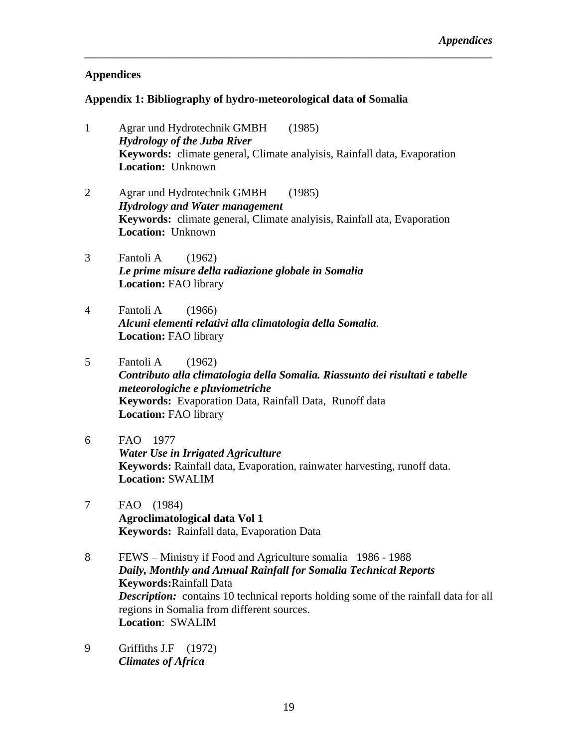# Appendices

## Appendix 1: Bibliography of hydro-meteorological data of Somalia

1. Agrar und Hydrotechnik GMBH (1985)
   ***Hydrology of the Juba River***
   **Keywords:** climate general, Climate analyisis, Rainfall data, Evaporation
   **Location:** Unknown

2. Agrar und Hydrotechnik GMBH (1985)
   ***Hydrology and Water management***
   **Keywords:** climate general, Climate analyisis, Rainfall ata, Evaporation
   **Location:** Unknown

3. Fantoli A (1962)
   ***Le prime misure della radiazione globale in Somalia***
   **Location:** FAO library

4. Fantoli A (1966)
   ***Alcuni elementi relativi alla climatologia della Somalia***.
   **Location:** FAO library

5. Fantoli A (1962)
   ***Contributo alla climatologia della Somalia. Riassunto dei risultati e tabelle meteorologiche e pluviometriche***
   **Keywords:** Evaporation Data, Rainfall Data, Runoff data
   **Location:** FAO library

6. FAO 1977
   ***Water Use in Irrigated Agriculture***
   **Keywords:** Rainfall data, Evaporation, rainwater harvesting, runoff data.
   **Location:** SWALIM

7. FAO (1984)
   **Agroclimatological data Vol 1**
   **Keywords:** Rainfall data, Evaporation Data

8. FEWS – Ministry if Food and Agriculture somalia 1986 - 1988
   ***Daily, Monthly and Annual Rainfall for Somalia Technical Reports***
   **Keywords:**Rainfall Data
   ***Description:*** contains 10 technical reports holding some of the rainfall data for all regions in Somalia from different sources.
   **Location**: SWALIM

9. Griffiths J.F (1972)
   ***Climates of Africa***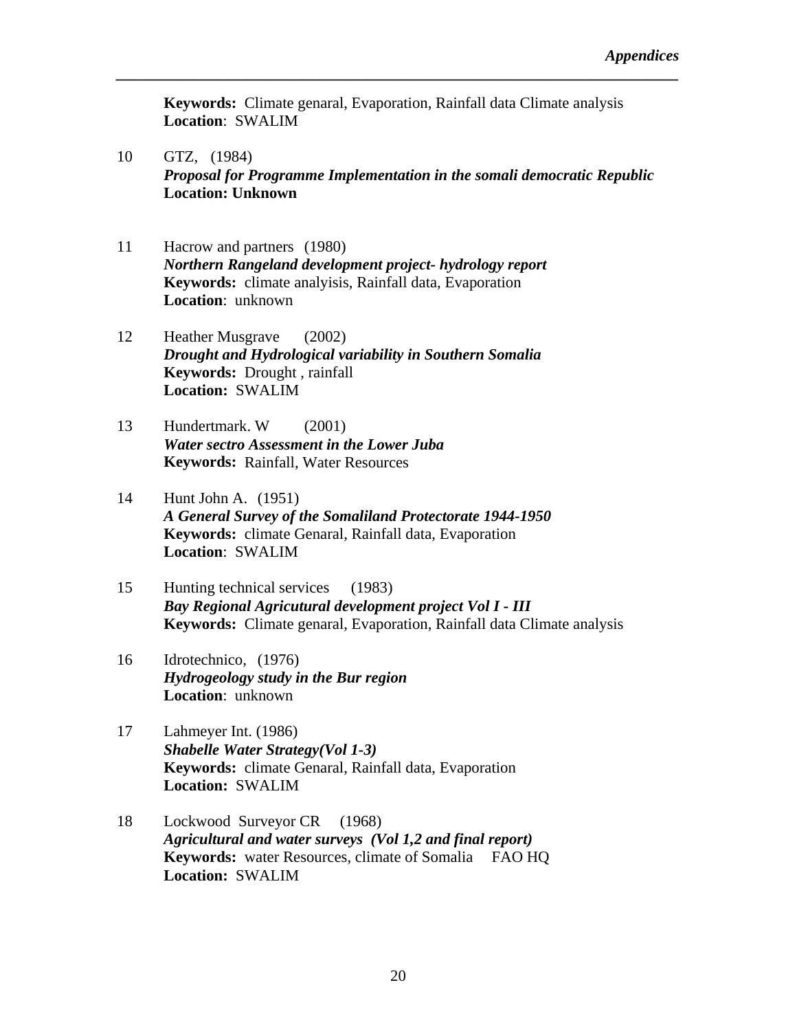**Keywords:** Climate genaral, Evaporation, Rainfall data Climate analysis
**Location**: SWALIM

10 GTZ, (1984)
***Proposal for Programme Implementation in the somali democratic Republic***
**Location: Unknown**

11 Hacrow and partners (1980)
***Northern Rangeland development project- hydrology report***
**Keywords:** climate analyisis, Rainfall data, Evaporation
**Location**: unknown

12 Heather Musgrave (2002)
***Drought and Hydrological variability in Southern Somalia***
**Keywords:** Drought , rainfall
**Location:** SWALIM

13 Hundertmark. W (2001)
***Water sectro Assessment in the Lower Juba***
**Keywords:** Rainfall, Water Resources

14 Hunt John A. (1951)
***A General Survey of the Somaliland Protectorate 1944-1950***
**Keywords:** climate Genaral, Rainfall data, Evaporation
**Location**: SWALIM

15 Hunting technical services (1983)
***Bay Regional Agricutural development project Vol I - III***
**Keywords:** Climate genaral, Evaporation, Rainfall data Climate analysis

16 Idrotechnico, (1976)
***Hydrogeology study in the Bur region***
**Location**: unknown

17 Lahmeyer Int. (1986)
***Shabelle Water Strategy(Vol 1-3)***
**Keywords:** climate Genaral, Rainfall data, Evaporation
**Location:** SWALIM

18 Lockwood Surveyor CR (1968)
***Agricultural and water surveys (Vol 1,2 and final report)***
**Keywords:** water Resources, climate of Somalia FAO HQ
**Location:** SWALIM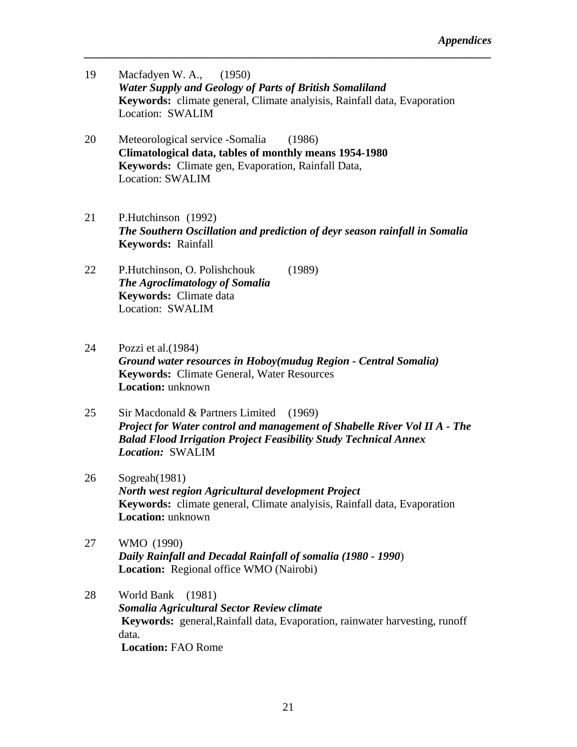19 Macfadyen W. A., (1950)
***Water Supply and Geology of Parts of British Somaliland***
**Keywords:** climate general, Climate analyisis, Rainfall data, Evaporation
Location: SWALIM

20 Meteorological service -Somalia (1986)
**Climatological data, tables of monthly means 1954-1980**
**Keywords:** Climate gen, Evaporation, Rainfall Data,
Location: SWALIM

21 P.Hutchinson (1992)
***The Southern Oscillation and prediction of deyr season rainfall in Somalia***
**Keywords:** Rainfall

22 P.Hutchinson, O. Polishchouk (1989)
***The Agroclimatology of Somalia***
**Keywords:** Climate data
Location: SWALIM

24 Pozzi et al.(1984)
***Ground water resources in Hoboy(mudug Region - Central Somalia)***
**Keywords:** Climate General, Water Resources
**Location:** unknown

25 Sir Macdonald & Partners Limited (1969)
***Project for Water control and management of Shabelle River Vol II A - The Balad Flood Irrigation Project Feasibility Study Technical Annex***
***Location:*** SWALIM

26 Sogreah(1981)
***North west region Agricultural development Project***
**Keywords:** climate general, Climate analyisis, Rainfall data, Evaporation
**Location:** unknown

27 WMO (1990)
***Daily Rainfall and Decadal Rainfall of somalia (1980 - 1990***)
**Location:** Regional office WMO (Nairobi)

28 World Bank (1981)
***Somalia Agricultural Sector Review climate***
**Keywords:** general,Rainfall data, Evaporation, rainwater harvesting, runoff data.
**Location:** FAO Rome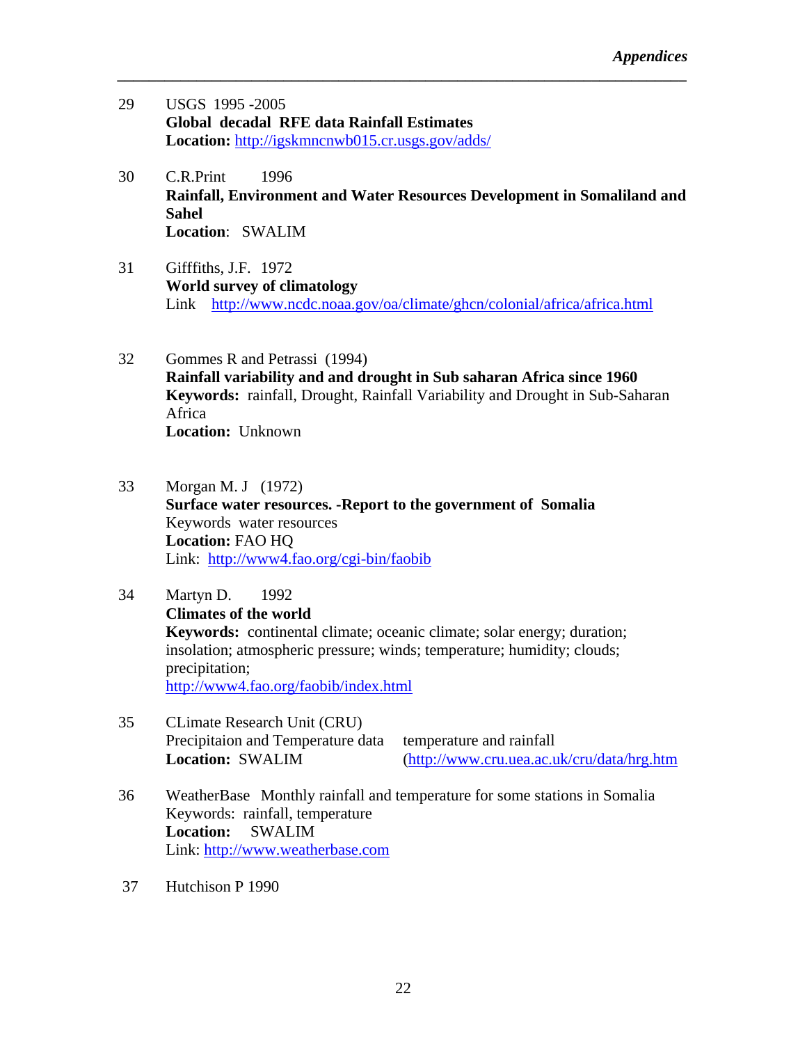29 USGS 1995 -2005
**Global decadal RFE data Rainfall Estimates**
**Location:** http://igskmncnwb015.cr.usgs.gov/adds/

30 C.R.Print 1996
**Rainfall, Environment and Water Resources Development in Somaliland and Sahel**
**Location**: SWALIM

31 Gifffiths, J.F. 1972
**World survey of climatology**
Link http://www.ncdc.noaa.gov/oa/climate/ghcn/colonial/africa/africa.html

32 Gommes R and Petrassi (1994)
**Rainfall variability and and drought in Sub saharan Africa since 1960**
**Keywords:** rainfall, Drought, Rainfall Variability and Drought in Sub-Saharan Africa
**Location:** Unknown

33 Morgan M. J (1972)
**Surface water resources. -Report to the government of Somalia**
Keywords water resources
**Location:** FAO HQ
Link: http://www4.fao.org/cgi-bin/faobib

34 Martyn D. 1992
**Climates of the world**
**Keywords:** continental climate; oceanic climate; solar energy; duration; insolation; atmospheric pressure; winds; temperature; humidity; clouds; precipitation;
http://www4.fao.org/faobib/index.html

35 CLimate Research Unit (CRU)
Precipitaion and Temperature data temperature and rainfall
**Location:** SWALIM (http://www.cru.uea.ac.uk/cru/data/hrg.htm

36 WeatherBase Monthly rainfall and temperature for some stations in Somalia
Keywords: rainfall, temperature
**Location:** SWALIM
Link: http://www.weatherbase.com

37 Hutchison P 1990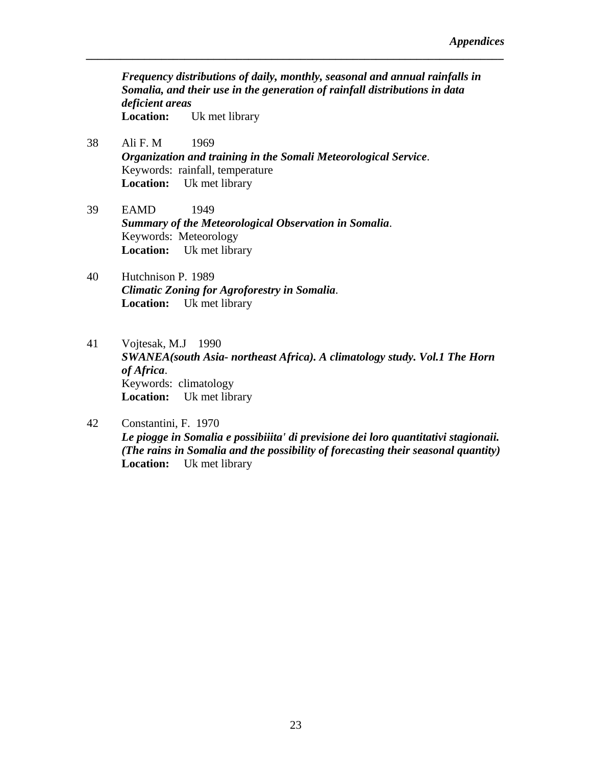***Frequency distributions of daily, monthly, seasonal and annual rainfalls in Somalia, and their use in the generation of rainfall distributions in data deficient areas***
**Location:** Uk met library

38 Ali F. M 1969
***Organization and training in the Somali Meteorological Service***.
Keywords: rainfall, temperature
**Location:** Uk met library

39 EAMD 1949
***Summary of the Meteorological Observation in Somalia***.
Keywords: Meteorology
**Location:** Uk met library

40 Hutchnison P. 1989
***Climatic Zoning for Agroforestry in Somalia***.
**Location:** Uk met library

41 Vojtesak, M.J 1990
***SWANEA(south Asia- northeast Africa). A climatology study. Vol.1 The Horn of Africa***.
Keywords: climatology
**Location:** Uk met library

42 Constantini, F. 1970
***Le piogge in Somalia e possibiiita' di previsione dei loro quantitativi stagionaii. (The rains in Somalia and the possibility of forecasting their seasonal quantity)***
**Location:** Uk met library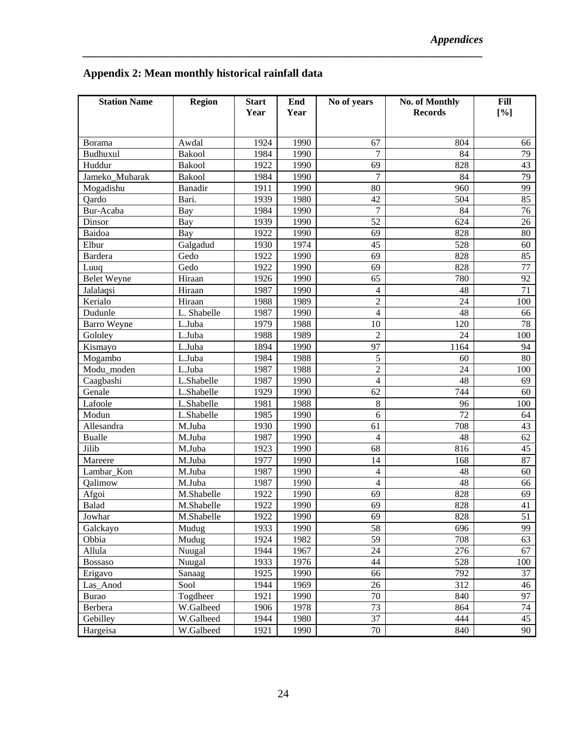## Appendix 2: Mean monthly historical rainfall data

| Station Name | Region | Start Year | End Year | No of years | No. of Monthly Records | Fill [%] |
|---|---|---|---|---|---|---|
| Borama | Awdal | 1924 | 1990 | 67 | 804 | 66 |
| Budhuxul | Bakool | 1984 | 1990 | 7 | 84 | 79 |
| Huddur | Bakool | 1922 | 1990 | 69 | 828 | 43 |
| Jameko_Mubarak | Bakool | 1984 | 1990 | 7 | 84 | 79 |
| Mogadishu | Banadir | 1911 | 1990 | 80 | 960 | 99 |
| Qardo | Bari. | 1939 | 1980 | 42 | 504 | 85 |
| Bur-Acaba | Bay | 1984 | 1990 | 7 | 84 | 76 |
| Dinsor | Bay | 1939 | 1990 | 52 | 624 | 26 |
| Baidoa | Bay | 1922 | 1990 | 69 | 828 | 80 |
| Elbur | Galgadud | 1930 | 1974 | 45 | 528 | 60 |
| Bardera | Gedo | 1922 | 1990 | 69 | 828 | 85 |
| Luuq | Gedo | 1922 | 1990 | 69 | 828 | 77 |
| Belet Weyne | Hiraan | 1926 | 1990 | 65 | 780 | 92 |
| Jalalaqsi | Hiraan | 1987 | 1990 | 4 | 48 | 71 |
| Kerialo | Hiraan | 1988 | 1989 | 2 | 24 | 100 |
| Dudunle | L. Shabelle | 1987 | 1990 | 4 | 48 | 66 |
| Barro Weyne | L.Juba | 1979 | 1988 | 10 | 120 | 78 |
| Gololey | L.Juba | 1988 | 1989 | 2 | 24 | 100 |
| Kismayo | L.Juba | 1894 | 1990 | 97 | 1164 | 94 |
| Mogambo | L.Juba | 1984 | 1988 | 5 | 60 | 80 |
| Modu_moden | L.Juba | 1987 | 1988 | 2 | 24 | 100 |
| Caagbashi | L.Shabelle | 1987 | 1990 | 4 | 48 | 69 |
| Genale | L.Shabelle | 1929 | 1990 | 62 | 744 | 60 |
| Lafoole | L.Shabelle | 1981 | 1988 | 8 | 96 | 100 |
| Modun | L.Shabelle | 1985 | 1990 | 6 | 72 | 64 |
| Allesandra | M.Juba | 1930 | 1990 | 61 | 708 | 43 |
| Bualle | M.Juba | 1987 | 1990 | 4 | 48 | 62 |
| Jilib | M.Juba | 1923 | 1990 | 68 | 816 | 45 |
| Mareere | M.Juba | 1977 | 1990 | 14 | 168 | 87 |
| Lambar_Kon | M.Juba | 1987 | 1990 | 4 | 48 | 60 |
| Qalimow | M.Juba | 1987 | 1990 | 4 | 48 | 66 |
| Afgoi | M.Shabelle | 1922 | 1990 | 69 | 828 | 69 |
| Balad | M.Shabelle | 1922 | 1990 | 69 | 828 | 41 |
| Jowhar | M.Shabelle | 1922 | 1990 | 69 | 828 | 51 |
| Galckayo | Mudug | 1933 | 1990 | 58 | 696 | 99 |
| Obbia | Mudug | 1924 | 1982 | 59 | 708 | 63 |
| Allula | Nuugal | 1944 | 1967 | 24 | 276 | 67 |
| Bossaso | Nuugal | 1933 | 1976 | 44 | 528 | 100 |
| Erigavo | Sanaag | 1925 | 1990 | 66 | 792 | 37 |
| Las_Anod | Sool | 1944 | 1969 | 26 | 312 | 46 |
| Burao | Togdheer | 1921 | 1990 | 70 | 840 | 97 |
| Berbera | W.Galbeed | 1906 | 1978 | 73 | 864 | 74 |
| Gebilley | W.Galbeed | 1944 | 1980 | 37 | 444 | 45 |
| Hargeisa | W.Galbeed | 1921 | 1990 | 70 | 840 | 90 |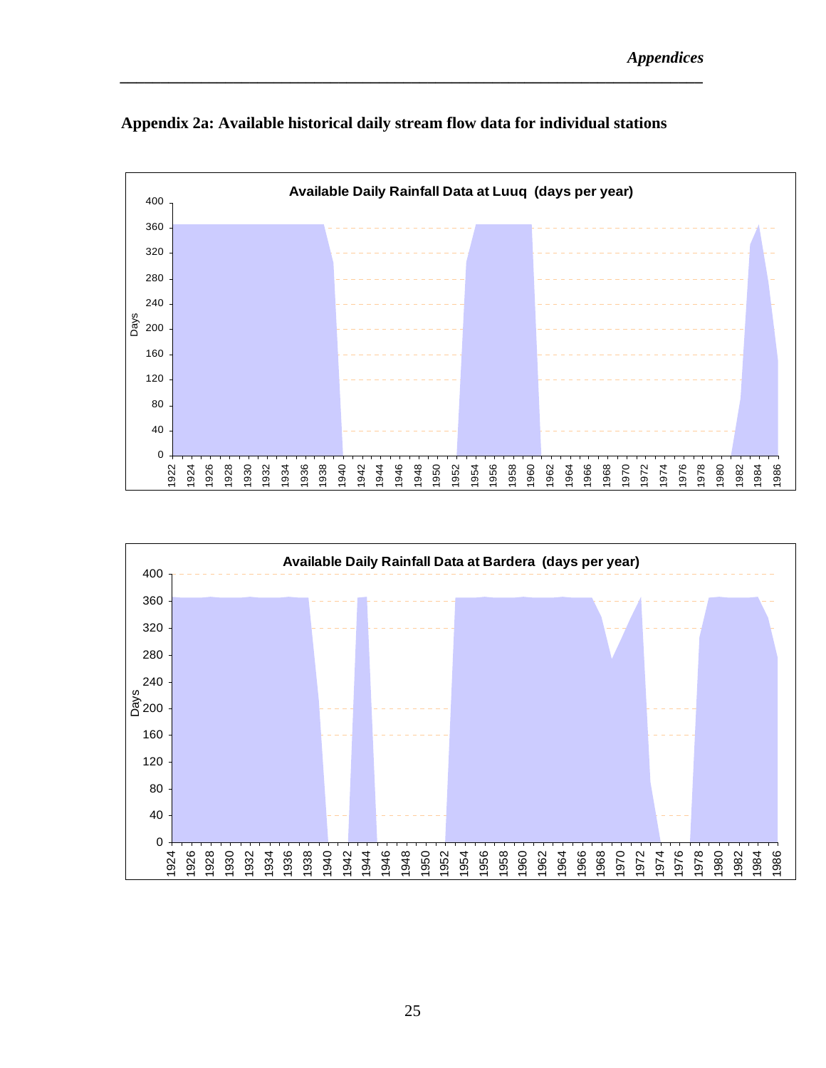## Appendix 2a: Available historical daily stream flow data for individual stations

**Available Daily Rainfall Data at Luuq (days per year)**

**Available Daily Rainfall Data at Bardera (days per year)**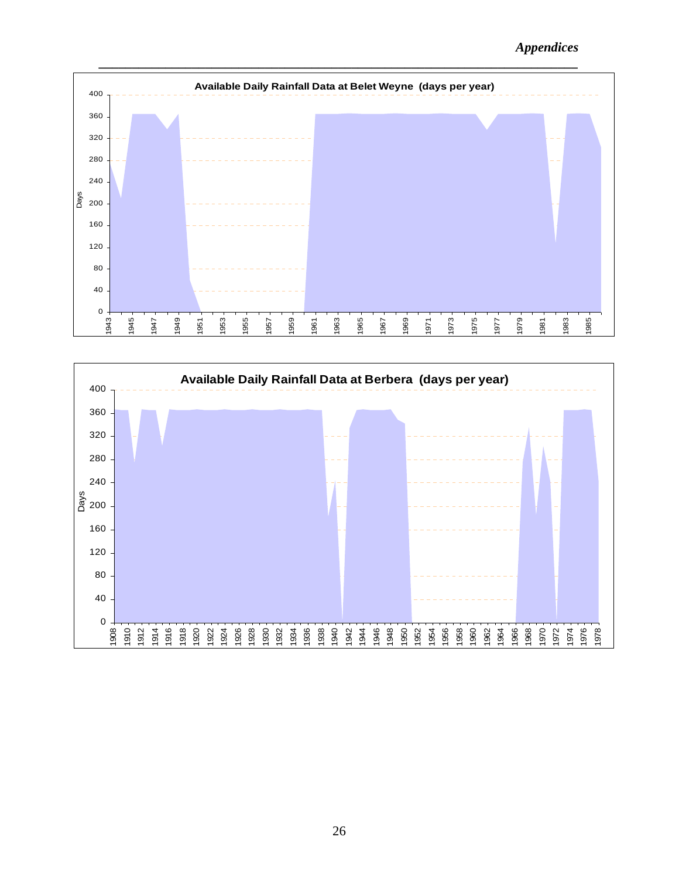**Available Daily Rainfall Data at Belet Weyne (days per year)**

**Available Daily Rainfall Data at Berbera (days per year)**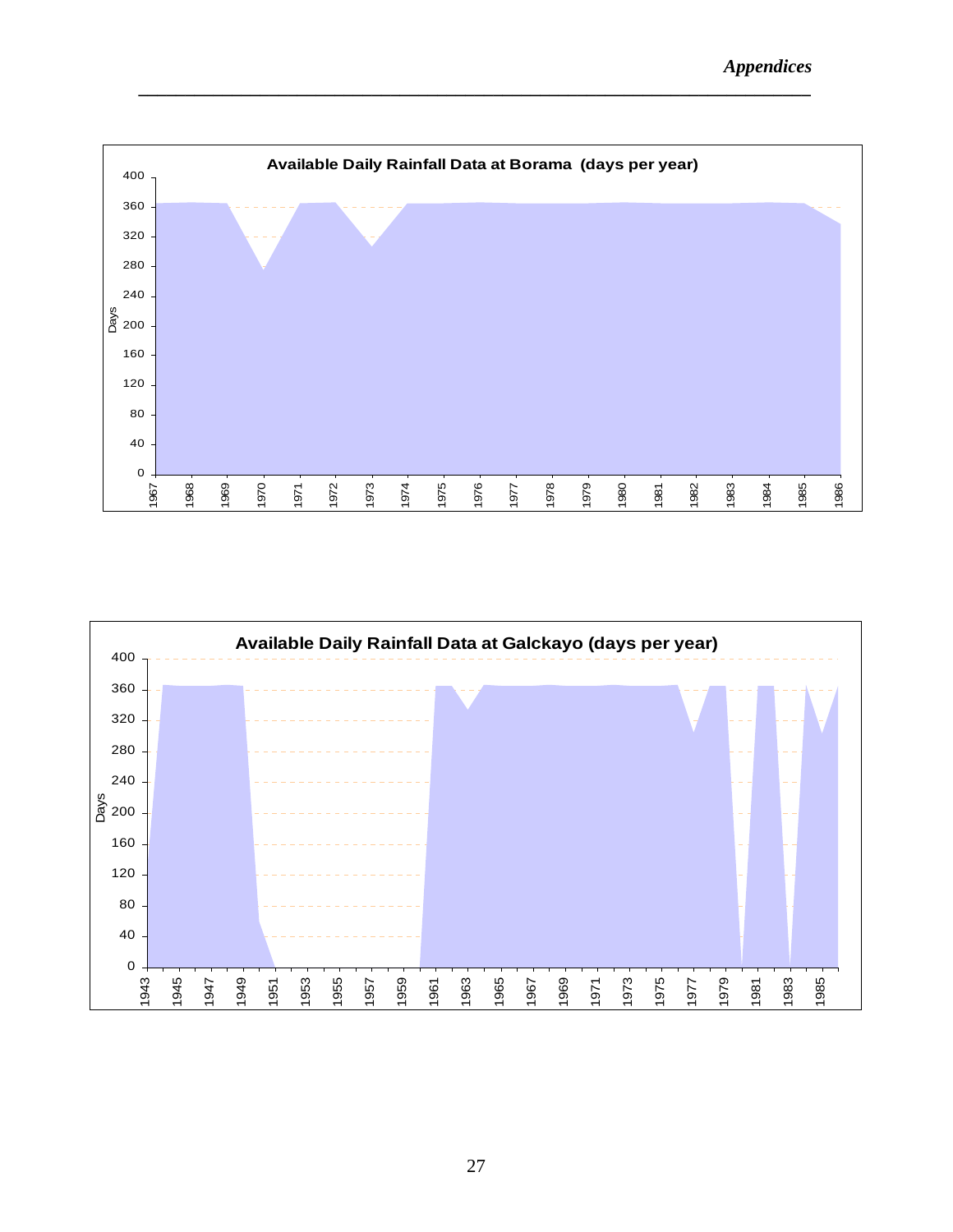**Available Daily Rainfall Data at Borama (days per year)**

**Available Daily Rainfall Data at Galckayo (days per year)**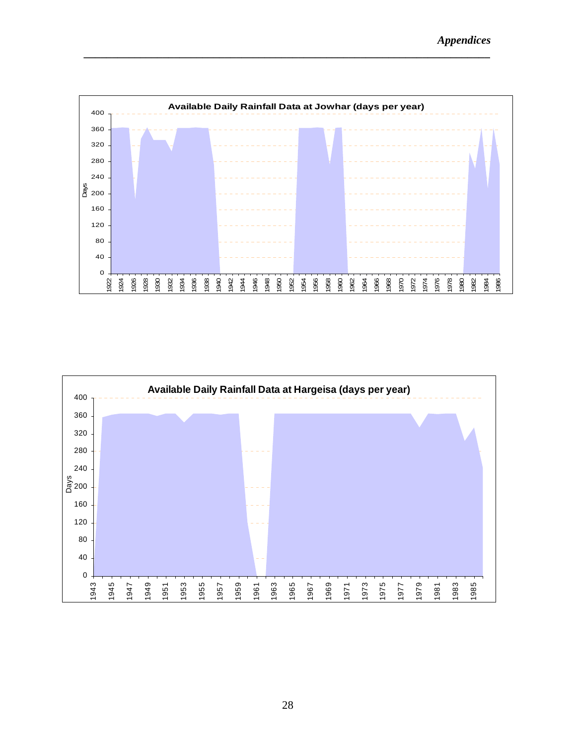**Available Daily Rainfall Data at Jowhar (days per year)**

**Available Daily Rainfall Data at Hargeisa (days per year)**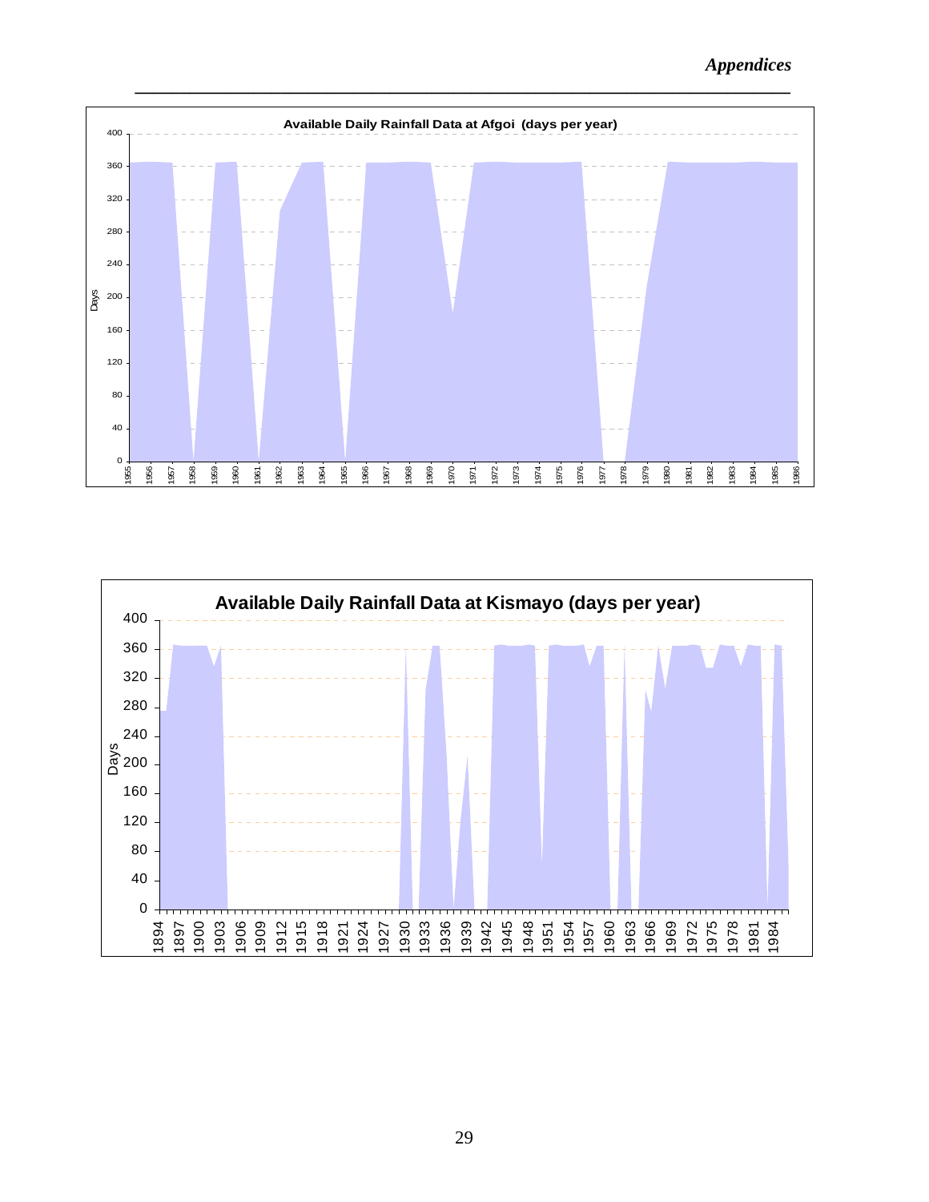Available Daily Rainfall Data at Afgoi (days per year)

Available Daily Rainfall Data at Kismayo (days per year)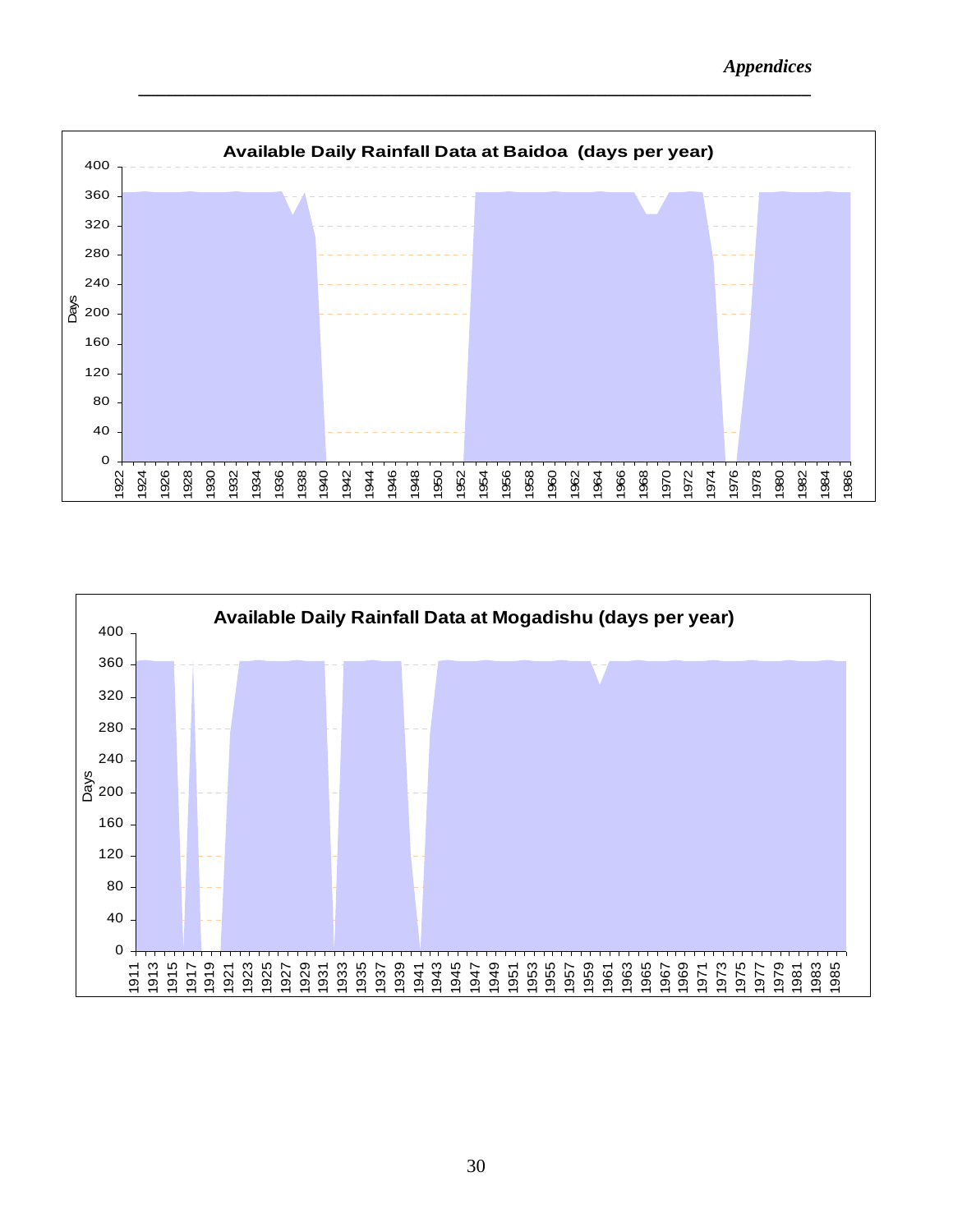**Available Daily Rainfall Data at Baidoa (days per year)**

**Available Daily Rainfall Data at Mogadishu (days per year)**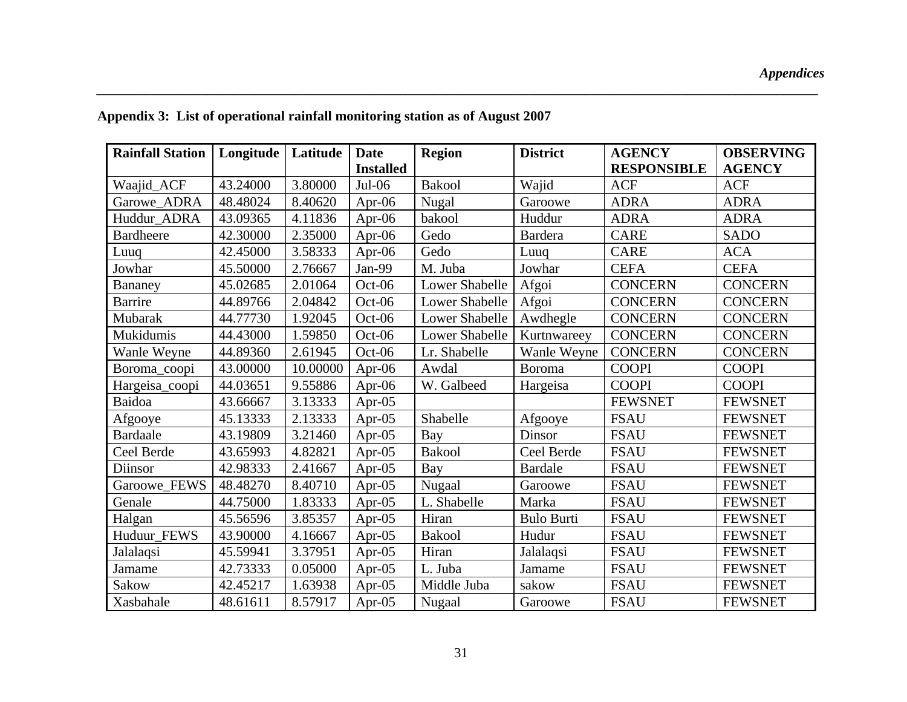**Appendix 3: List of operational rainfall monitoring station as of August 2007**

| Rainfall Station | Longitude | Latitude | Date Installed | Region | District | AGENCY RESPONSIBLE | OBSERVING AGENCY |
|---|---|---|---|---|---|---|---|
| Waajid_ACF | 43.24000 | 3.80000 | Jul-06 | Bakool | Wajid | ACF | ACF |
| Garowe_ADRA | 48.48024 | 8.40620 | Apr-06 | Nugal | Garoowe | ADRA | ADRA |
| Huddur_ADRA | 43.09365 | 4.11836 | Apr-06 | bakool | Huddur | ADRA | ADRA |
| Bardheere | 42.30000 | 2.35000 | Apr-06 | Gedo | Bardera | CARE | SADO |
| Luuq | 42.45000 | 3.58333 | Apr-06 | Gedo | Luuq | CARE | ACA |
| Jowhar | 45.50000 | 2.76667 | Jan-99 | M. Juba | Jowhar | CEFA | CEFA |
| Bananey | 45.02685 | 2.01064 | Oct-06 | Lower Shabelle | Afgoi | CONCERN | CONCERN |
| Barrire | 44.89766 | 2.04842 | Oct-06 | Lower Shabelle | Afgoi | CONCERN | CONCERN |
| Mubarak | 44.77730 | 1.92045 | Oct-06 | Lower Shabelle | Awdhegle | CONCERN | CONCERN |
| Mukidumis | 44.43000 | 1.59850 | Oct-06 | Lower Shabelle | Kurtnwareey | CONCERN | CONCERN |
| Wanle Weyne | 44.89360 | 2.61945 | Oct-06 | Lr. Shabelle | Wanle Weyne | CONCERN | CONCERN |
| Boroma_coopi | 43.00000 | 10.00000 | Apr-06 | Awdal | Boroma | COOPI | COOPI |
| Hargeisa_coopi | 44.03651 | 9.55886 | Apr-06 | W. Galbeed | Hargeisa | COOPI | COOPI |
| Baidoa | 43.66667 | 3.13333 | Apr-05 | | | FEWSNET | FEWSNET |
| Afgooye | 45.13333 | 2.13333 | Apr-05 | Shabelle | Afgooye | FSAU | FEWSNET |
| Bardaale | 43.19809 | 3.21460 | Apr-05 | Bay | Dinsor | FSAU | FEWSNET |
| Ceel Berde | 43.65993 | 4.82821 | Apr-05 | Bakool | Ceel Berde | FSAU | FEWSNET |
| Diinsor | 42.98333 | 2.41667 | Apr-05 | Bay | Bardale | FSAU | FEWSNET |
| Garoowe_FEWS | 48.48270 | 8.40710 | Apr-05 | Nugaal | Garoowe | FSAU | FEWSNET |
| Genale | 44.75000 | 1.83333 | Apr-05 | L. Shabelle | Marka | FSAU | FEWSNET |
| Halgan | 45.56596 | 3.85357 | Apr-05 | Hiran | Bulo Burti | FSAU | FEWSNET |
| Huduur_FEWS | 43.90000 | 4.16667 | Apr-05 | Bakool | Hudur | FSAU | FEWSNET |
| Jalalaqsi | 45.59941 | 3.37951 | Apr-05 | Hiran | Jalalaqsi | FSAU | FEWSNET |
| Jamame | 42.73333 | 0.05000 | Apr-05 | L. Juba | Jamame | FSAU | FEWSNET |
| Sakow | 42.45217 | 1.63938 | Apr-05 | Middle Juba | sakow | FSAU | FEWSNET |
| Xasbahale | 48.61611 | 8.57917 | Apr-05 | Nugaal | Garoowe | FSAU | FEWSNET |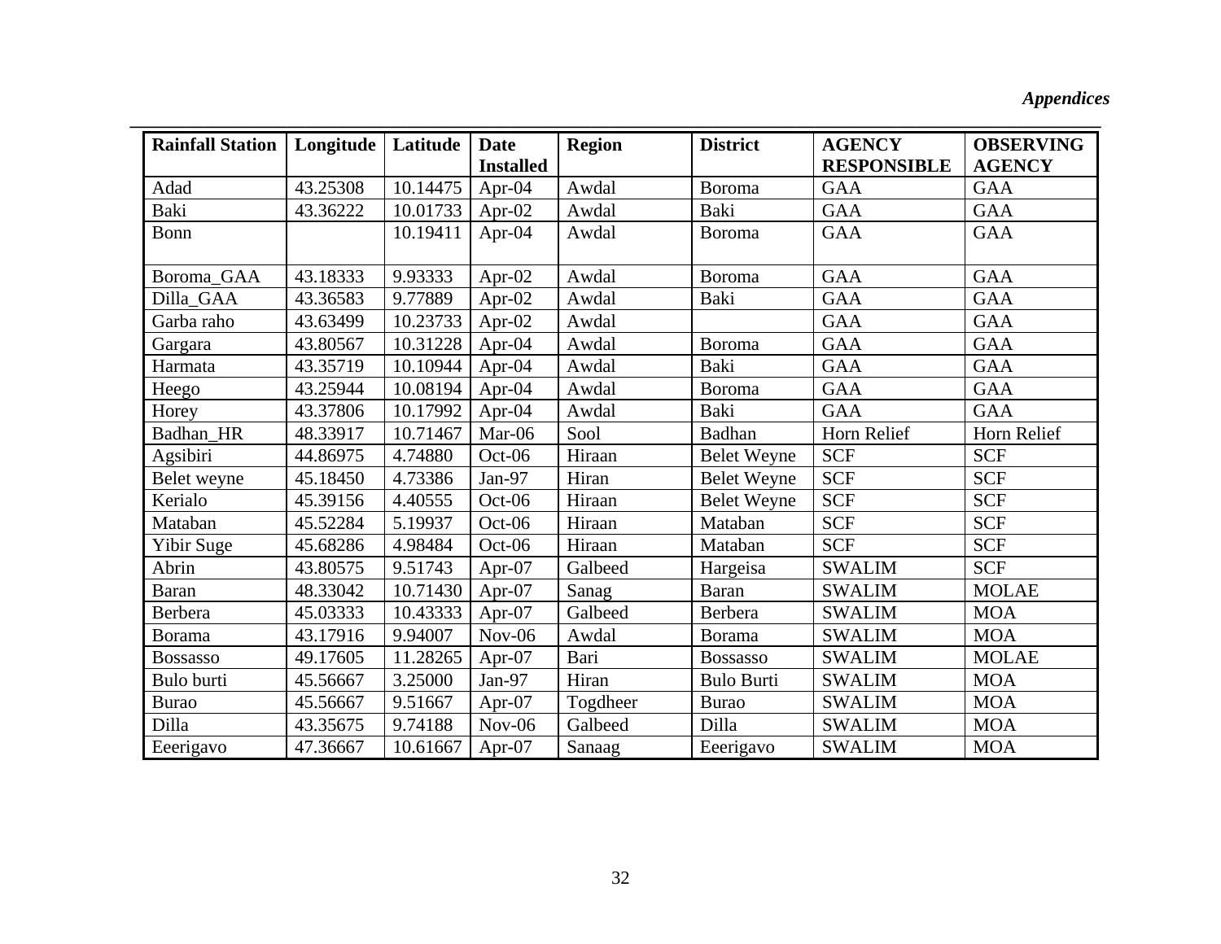| Rainfall Station | Longitude | Latitude | Date Installed | Region | District | AGENCY RESPONSIBLE | OBSERVING AGENCY |
|---|---|---|---|---|---|---|---|
| Adad | 43.25308 | 10.14475 | Apr-04 | Awdal | Boroma | GAA | GAA |
| Baki | 43.36222 | 10.01733 | Apr-02 | Awdal | Baki | GAA | GAA |
| Bonn | | 10.19411 | Apr-04 | Awdal | Boroma | GAA | GAA |
| Boroma_GAA | 43.18333 | 9.93333 | Apr-02 | Awdal | Boroma | GAA | GAA |
| Dilla_GAA | 43.36583 | 9.77889 | Apr-02 | Awdal | Baki | GAA | GAA |
| Garba raho | 43.63499 | 10.23733 | Apr-02 | Awdal | | GAA | GAA |
| Gargara | 43.80567 | 10.31228 | Apr-04 | Awdal | Boroma | GAA | GAA |
| Harmata | 43.35719 | 10.10944 | Apr-04 | Awdal | Baki | GAA | GAA |
| Heego | 43.25944 | 10.08194 | Apr-04 | Awdal | Boroma | GAA | GAA |
| Horey | 43.37806 | 10.17992 | Apr-04 | Awdal | Baki | GAA | GAA |
| Badhan_HR | 48.33917 | 10.71467 | Mar-06 | Sool | Badhan | Horn Relief | Horn Relief |
| Agsibiri | 44.86975 | 4.74880 | Oct-06 | Hiraan | Belet Weyne | SCF | SCF |
| Belet weyne | 45.18450 | 4.73386 | Jan-97 | Hiran | Belet Weyne | SCF | SCF |
| Kerialo | 45.39156 | 4.40555 | Oct-06 | Hiraan | Belet Weyne | SCF | SCF |
| Mataban | 45.52284 | 5.19937 | Oct-06 | Hiraan | Mataban | SCF | SCF |
| Yibir Suge | 45.68286 | 4.98484 | Oct-06 | Hiraan | Mataban | SCF | SCF |
| Abrin | 43.80575 | 9.51743 | Apr-07 | Galbeed | Hargeisa | SWALIM | SCF |
| Baran | 48.33042 | 10.71430 | Apr-07 | Sanag | Baran | SWALIM | MOLAE |
| Berbera | 45.03333 | 10.43333 | Apr-07 | Galbeed | Berbera | SWALIM | MOA |
| Borama | 43.17916 | 9.94007 | Nov-06 | Awdal | Borama | SWALIM | MOA |
| Bossasso | 49.17605 | 11.28265 | Apr-07 | Bari | Bossasso | SWALIM | MOLAE |
| Bulo burti | 45.56667 | 3.25000 | Jan-97 | Hiran | Bulo Burti | SWALIM | MOA |
| Burao | 45.56667 | 9.51667 | Apr-07 | Togdheer | Burao | SWALIM | MOA |
| Dilla | 43.35675 | 9.74188 | Nov-06 | Galbeed | Dilla | SWALIM | MOA |
| Eeerigavo | 47.36667 | 10.61667 | Apr-07 | Sanaag | Eeerigavo | SWALIM | MOA |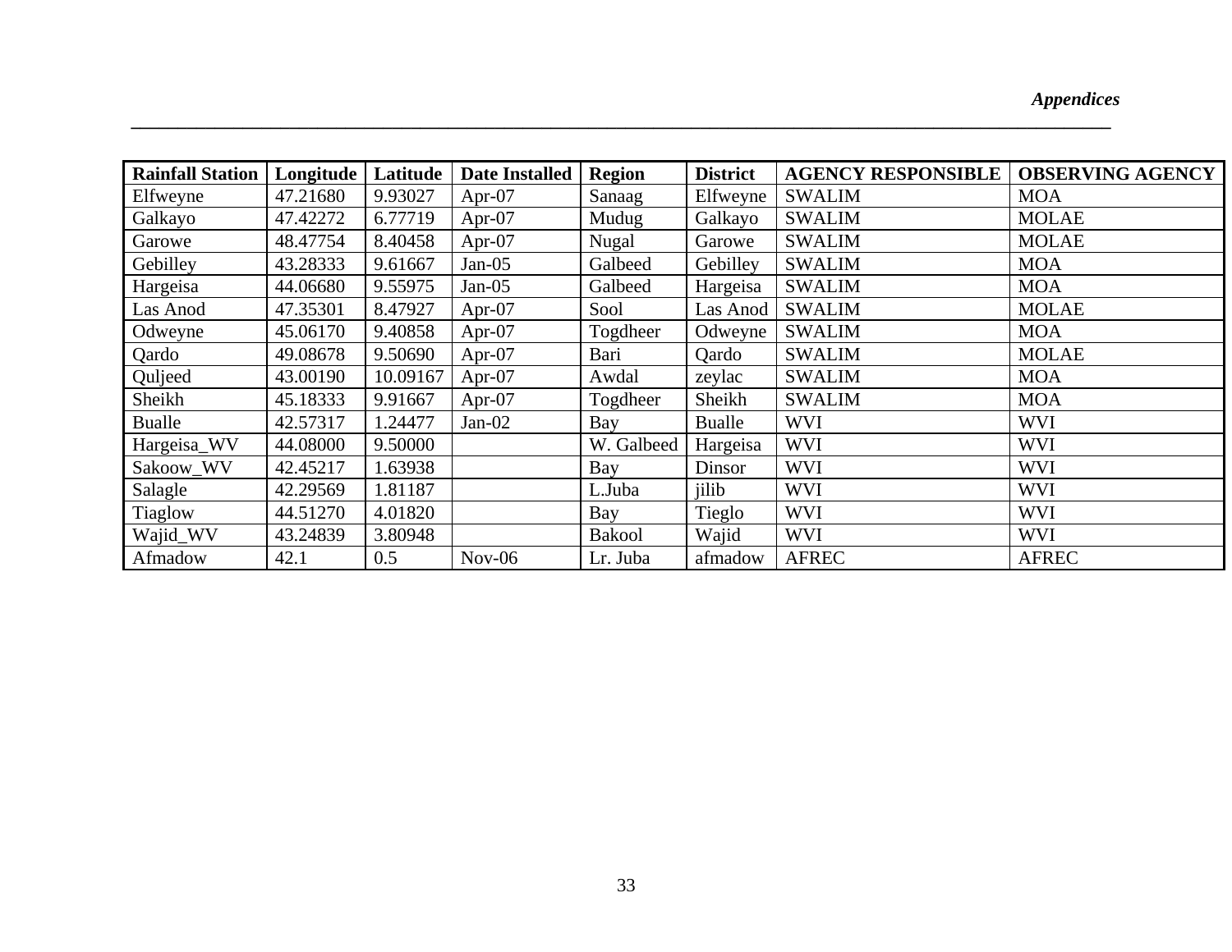| Rainfall Station | Longitude | Latitude | Date Installed | Region | District | AGENCY RESPONSIBLE | OBSERVING AGENCY |
|---|---|---|---|---|---|---|---|
| Elfweyne | 47.21680 | 9.93027 | Apr-07 | Sanaag | Elfweyne | SWALIM | MOA |
| Galkayo | 47.42272 | 6.77719 | Apr-07 | Mudug | Galkayo | SWALIM | MOLAE |
| Garowe | 48.47754 | 8.40458 | Apr-07 | Nugal | Garowe | SWALIM | MOLAE |
| Gebilley | 43.28333 | 9.61667 | Jan-05 | Galbeed | Gebilley | SWALIM | MOA |
| Hargeisa | 44.06680 | 9.55975 | Jan-05 | Galbeed | Hargeisa | SWALIM | MOA |
| Las Anod | 47.35301 | 8.47927 | Apr-07 | Sool | Las Anod | SWALIM | MOLAE |
| Odweyne | 45.06170 | 9.40858 | Apr-07 | Togdheer | Odweyne | SWALIM | MOA |
| Qardo | 49.08678 | 9.50690 | Apr-07 | Bari | Qardo | SWALIM | MOLAE |
| Quljeed | 43.00190 | 10.09167 | Apr-07 | Awdal | zeylac | SWALIM | MOA |
| Sheikh | 45.18333 | 9.91667 | Apr-07 | Togdheer | Sheikh | SWALIM | MOA |
| Bualle | 42.57317 | 1.24477 | Jan-02 | Bay | Bualle | WVI | WVI |
| Hargeisa_WV | 44.08000 | 9.50000 | | W. Galbeed | Hargeisa | WVI | WVI |
| Sakoow_WV | 42.45217 | 1.63938 | | Bay | Dinsor | WVI | WVI |
| Salagle | 42.29569 | 1.81187 | | L.Juba | jilib | WVI | WVI |
| Tiaglow | 44.51270 | 4.01820 | | Bay | Tieglo | WVI | WVI |
| Wajid_WV | 43.24839 | 3.80948 | | Bakool | Wajid | WVI | WVI |
| Afmadow | 42.1 | 0.5 | Nov-06 | Lr. Juba | afmadow | AFREC | AFREC |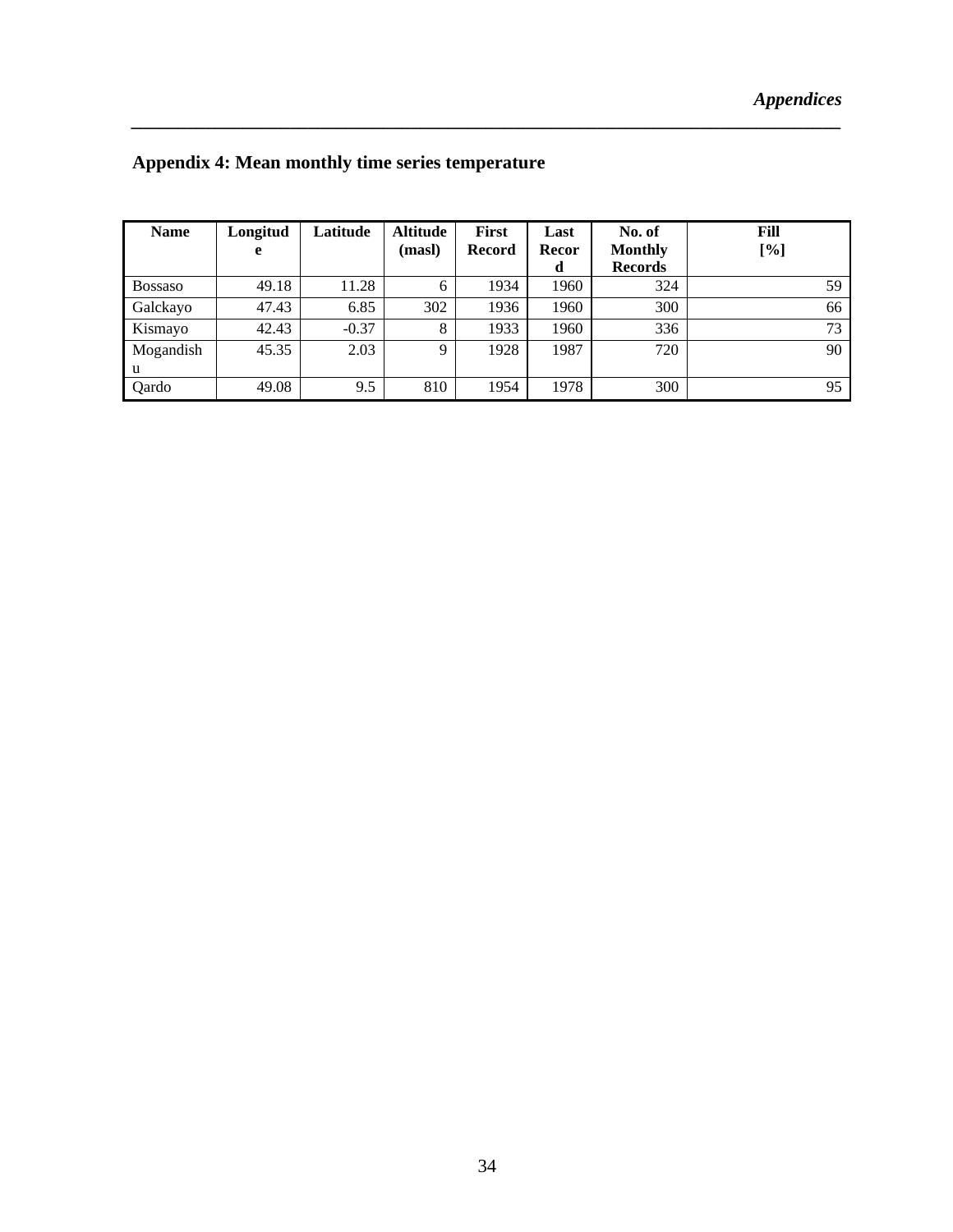## Appendix 4: Mean monthly time series temperature

| Name | Longitude | Latitude | Altitude (masl) | First Record | Last Record | No. of Monthly Records | Fill [%] |
|---|---|---|---|---|---|---|---|
| Bossaso | 49.18 | 11.28 | 6 | 1934 | 1960 | 324 | 59 |
| Galckayo | 47.43 | 6.85 | 302 | 1936 | 1960 | 300 | 66 |
| Kismayo | 42.43 | -0.37 | 8 | 1933 | 1960 | 336 | 73 |
| Mogandishu | 45.35 | 2.03 | 9 | 1928 | 1987 | 720 | 90 |
| Qardo | 49.08 | 9.5 | 810 | 1954 | 1978 | 300 | 95 |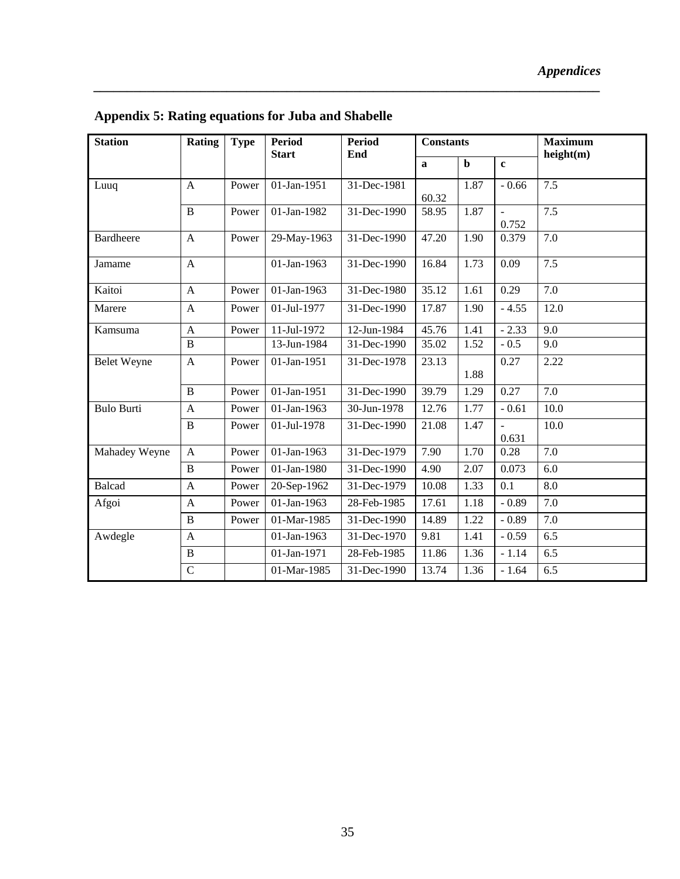## Appendix 5: Rating equations for Juba and Shabelle

| Station | Rating | Type | Period Start | Period End | Constants | | | Maximum height(m) |
|---|---|---|---|---|---|---|---|---|
| | | | | | a | b | c | |
| Luuq | A | Power | 01-Jan-1951 | 31-Dec-1981 | 60.32 | 1.87 | - 0.66 | 7.5 |
| | B | Power | 01-Jan-1982 | 31-Dec-1990 | 58.95 | 1.87 | - 0.752 | 7.5 |
| Bardheere | A | Power | 29-May-1963 | 31-Dec-1990 | 47.20 | 1.90 | 0.379 | 7.0 |
| Jamame | A | | 01-Jan-1963 | 31-Dec-1990 | 16.84 | 1.73 | 0.09 | 7.5 |
| Kaitoi | A | Power | 01-Jan-1963 | 31-Dec-1980 | 35.12 | 1.61 | 0.29 | 7.0 |
| Marere | A | Power | 01-Jul-1977 | 31-Dec-1990 | 17.87 | 1.90 | - 4.55 | 12.0 |
| Kamsuma | A | Power | 11-Jul-1972 | 12-Jun-1984 | 45.76 | 1.41 | - 2.33 | 9.0 |
| | B | | 13-Jun-1984 | 31-Dec-1990 | 35.02 | 1.52 | - 0.5 | 9.0 |
| Belet Weyne | A | Power | 01-Jan-1951 | 31-Dec-1978 | 23.13 | 1.88 | 0.27 | 2.22 |
| | B | Power | 01-Jan-1951 | 31-Dec-1990 | 39.79 | 1.29 | 0.27 | 7.0 |
| Bulo Burti | A | Power | 01-Jan-1963 | 30-Jun-1978 | 12.76 | 1.77 | - 0.61 | 10.0 |
| | B | Power | 01-Jul-1978 | 31-Dec-1990 | 21.08 | 1.47 | - 0.631 | 10.0 |
| Mahadey Weyne | A | Power | 01-Jan-1963 | 31-Dec-1979 | 7.90 | 1.70 | 0.28 | 7.0 |
| | B | Power | 01-Jan-1980 | 31-Dec-1990 | 4.90 | 2.07 | 0.073 | 6.0 |
| Balcad | A | Power | 20-Sep-1962 | 31-Dec-1979 | 10.08 | 1.33 | 0.1 | 8.0 |
| Afgoi | A | Power | 01-Jan-1963 | 28-Feb-1985 | 17.61 | 1.18 | - 0.89 | 7.0 |
| | B | Power | 01-Mar-1985 | 31-Dec-1990 | 14.89 | 1.22 | - 0.89 | 7.0 |
| Awdegle | A | | 01-Jan-1963 | 31-Dec-1970 | 9.81 | 1.41 | - 0.59 | 6.5 |
| | B | | 01-Jan-1971 | 28-Feb-1985 | 11.86 | 1.36 | - 1.14 | 6.5 |
| | C | | 01-Mar-1985 | 31-Dec-1990 | 13.74 | 1.36 | - 1.64 | 6.5 |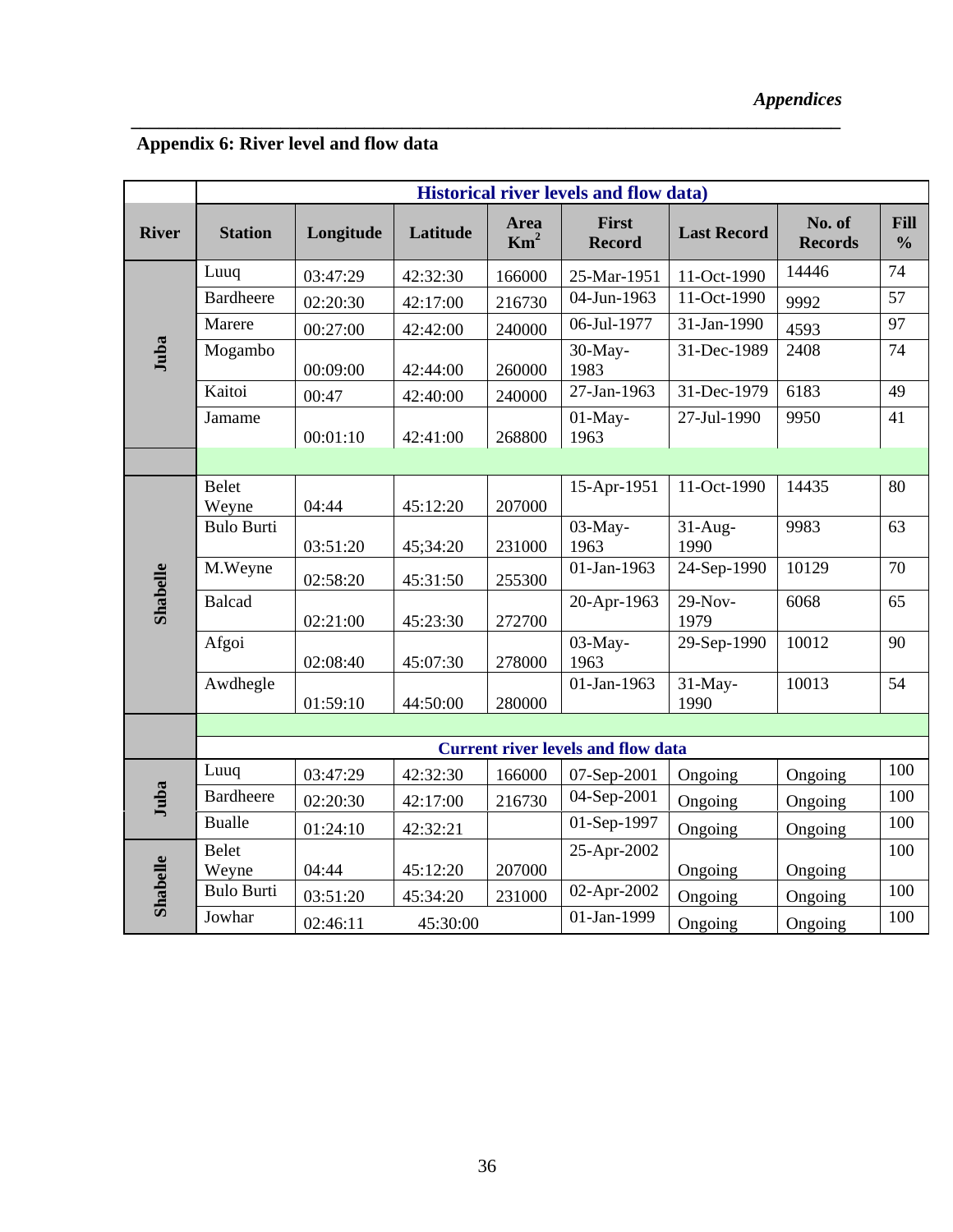## Appendix 6: River level and flow data

| River | Station | Longitude | Latitude | Area $Km^2$ | First Record | Last Record | No. of Records | Fill % |
|---|---|---|---|---|---|---|---|---|
| | **Historical river levels and flow data)** | | | | | | | |
| Juba | Luuq | 03:47:29 | 42:32:30 | 166000 | 25-Mar-1951 | 11-Oct-1990 | 14446 | 74 |
| | Bardheere | 02:20:30 | 42:17:00 | 216730 | 04-Jun-1963 | 11-Oct-1990 | 9992 | 57 |
| | Marere | 00:27:00 | 42:42:00 | 240000 | 06-Jul-1977 | 31-Jan-1990 | 4593 | 97 |
| | Mogambo | 00:09:00 | 42:44:00 | 260000 | 30-May-1983 | 31-Dec-1989 | 2408 | 74 |
| | Kaitoi | 00:47 | 42:40:00 | 240000 | 27-Jan-1963 | 31-Dec-1979 | 6183 | 49 |
| | Jamame | 00:01:10 | 42:41:00 | 268800 | 01-May-1963 | 27-Jul-1990 | 9950 | 41 |
| | | | | | | | | |
| Shabelle | Belet Weyne | 04:44 | 45:12:20 | 207000 | 15-Apr-1951 | 11-Oct-1990 | 14435 | 80 |
| | Bulo Burti | 03:51:20 | 45;34:20 | 231000 | 03-May-1963 | 31-Aug-1990 | 9983 | 63 |
| | M.Weyne | 02:58:20 | 45:31:50 | 255300 | 01-Jan-1963 | 24-Sep-1990 | 10129 | 70 |
| | Balcad | 02:21:00 | 45:23:30 | 272700 | 20-Apr-1963 | 29-Nov-1979 | 6068 | 65 |
| | Afgoi | 02:08:40 | 45:07:30 | 278000 | 03-May-1963 | 29-Sep-1990 | 10012 | 90 |
| | Awdhegle | 01:59:10 | 44:50:00 | 280000 | 01-Jan-1963 | 31-May-1990 | 10013 | 54 |
| | | | | | | | | |
| | **Current river levels and flow data** | | | | | | | |
| Juba | Luuq | 03:47:29 | 42:32:30 | 166000 | 07-Sep-2001 | Ongoing | Ongoing | 100 |
| | Bardheere | 02:20:30 | 42:17:00 | 216730 | 04-Sep-2001 | Ongoing | Ongoing | 100 |
| | Bualle | 01:24:10 | 42:32:21 | | 01-Sep-1997 | Ongoing | Ongoing | 100 |
| Shabelle | Belet Weyne | 04:44 | 45:12:20 | 207000 | 25-Apr-2002 | Ongoing | Ongoing | 100 |
| | Bulo Burti | 03:51:20 | 45:34:20 | 231000 | 02-Apr-2002 | Ongoing | Ongoing | 100 |
| | Jowhar | 02:46:11 | 45:30:00 | | 01-Jan-1999 | Ongoing | Ongoing | 100 |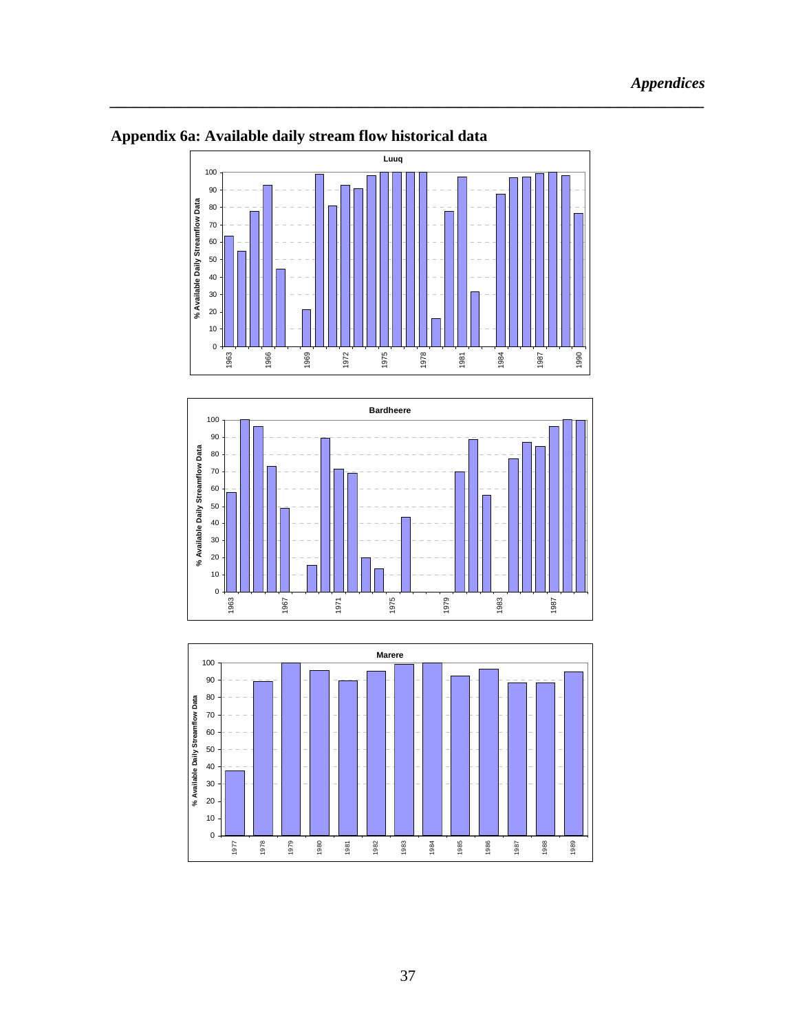## Appendix 6a: Available daily stream flow historical data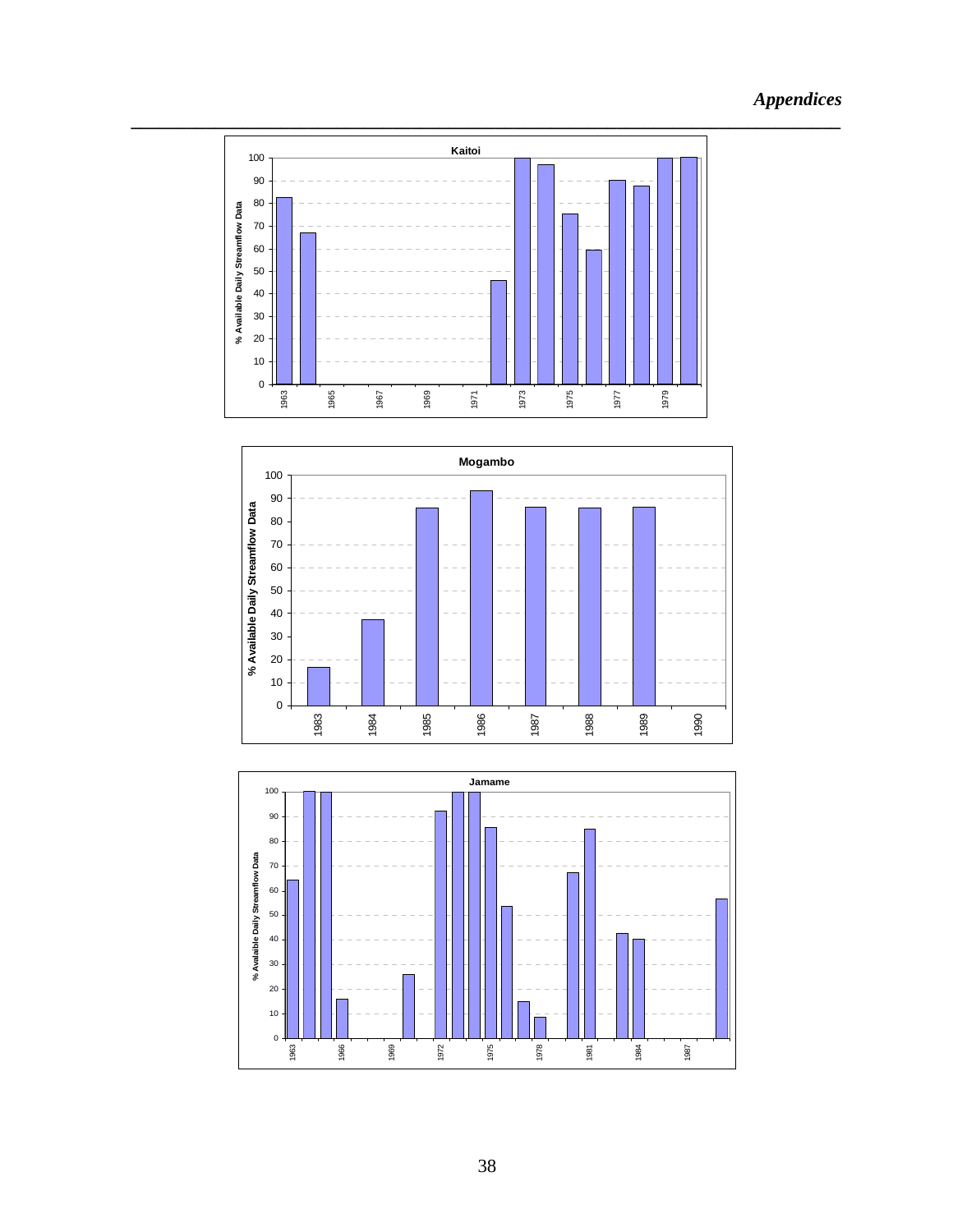**Kaitoi**

% Available Daily Streamflow Data

**Mogambo**

% Available Daily Streamflow Data

**Jamame**

% Avalaible Daily Streamflow Data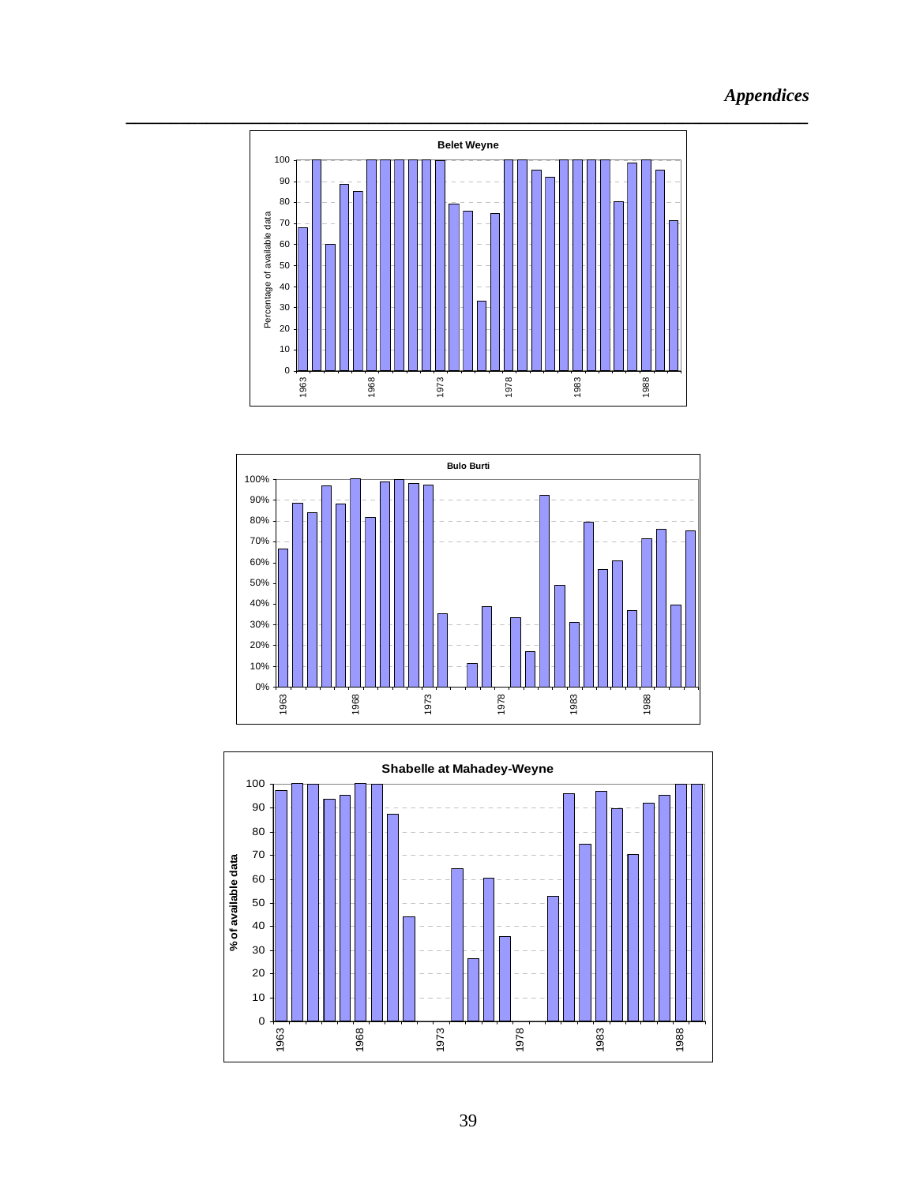**Belet Weyne**

Percentage of available data

**Bulo Burti**

**Shabelle at Mahadey-Weyne**

% of available data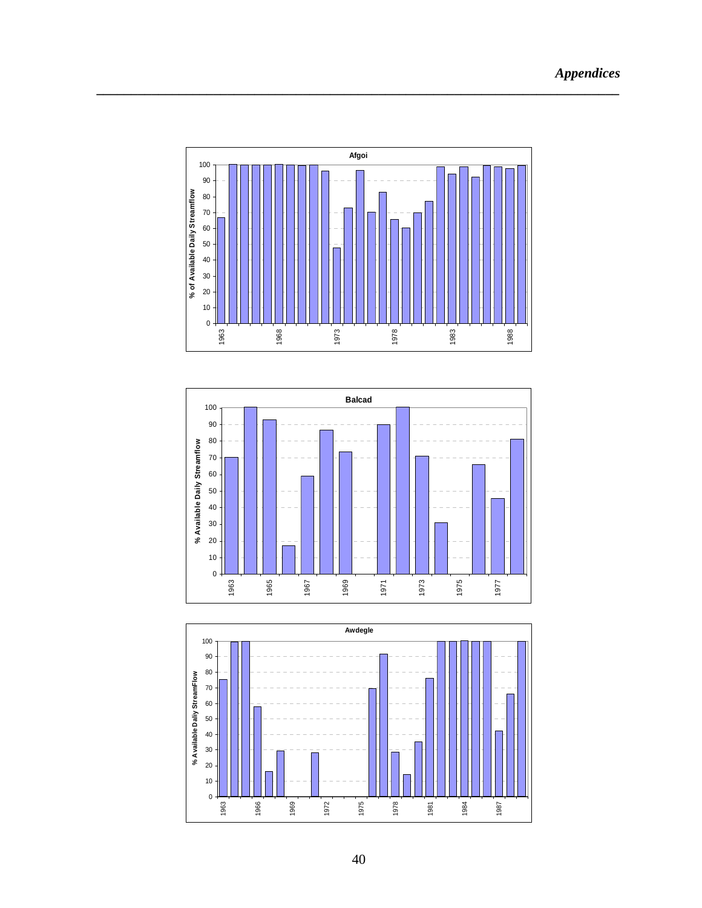Afgoi

% of Available Daily Streamflow

100
90
80
70
60
50
40
30
20
10
0

1963
1968
1973
1978
1983
1988

Balcad

% Available Daily Streamflow

100
90
80
70
60
50
40
30
20
10
0

1963
1965
1967
1969
1971
1973
1975
1977

Awdegle

% Available Daily StreamFlow

100
90
80
70
60
50
40
30
20
10
0

1963
1966
1969
1972
1975
1978
1981
1984
1987